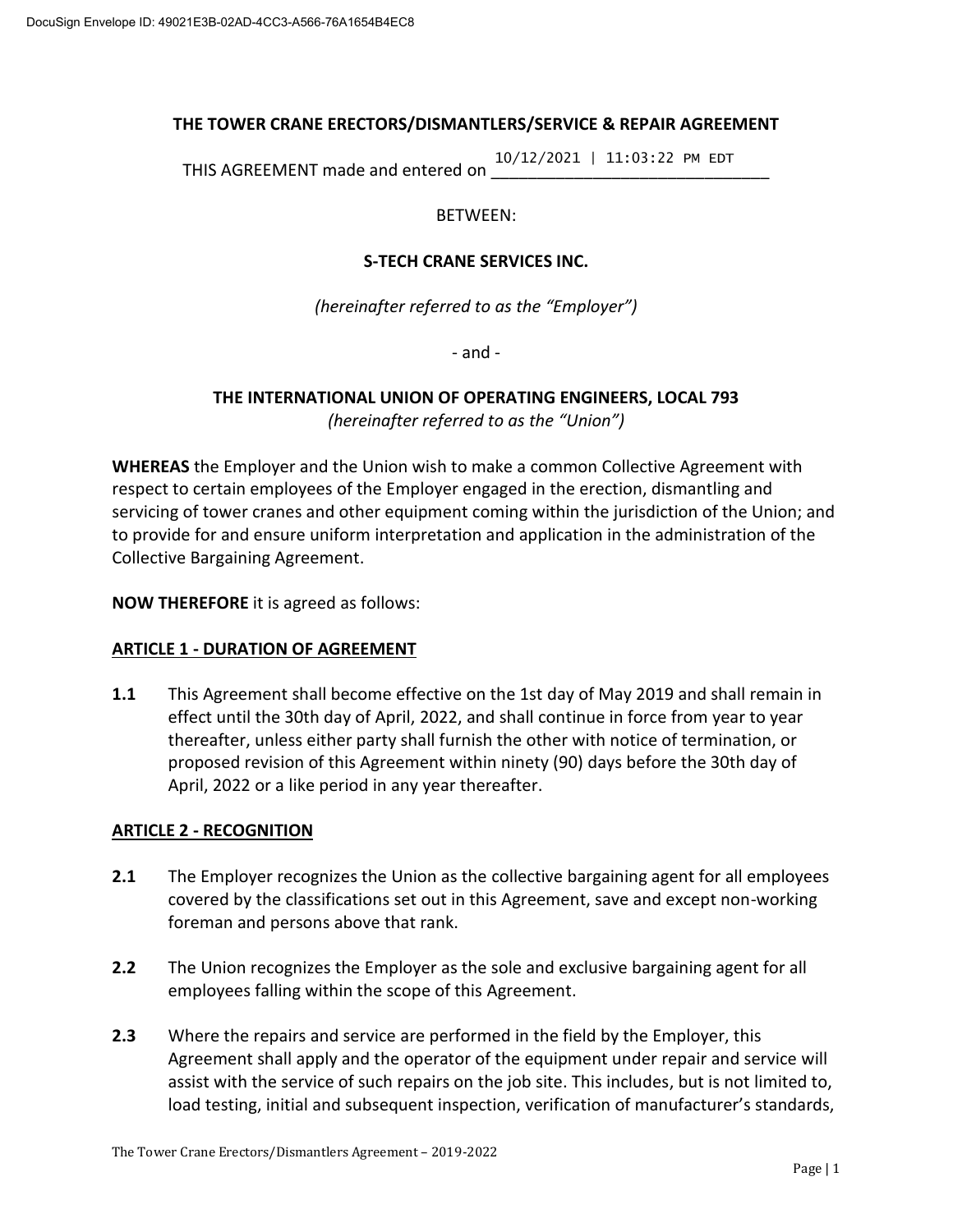# THE TOWER CRANE ERECTORS/DISMANTLERS/SERVICE & REPAIR AGREEMENT

THIS AGREEMENT made and entered on 10/12/2021 | 11:03:22 PM EDT

BETWEEN:

**S-TECH CRANE SERVICES INC.**

*(hereinafter referred to as the "Employer")*

- and -

**THE INTERNATIONAL UNION OF OPERATING ENGINEERS, LOCAL 793**
*(hereinafter referred to as the "Union")*

**WHEREAS** the Employer and the Union wish to make a common Collective Agreement with respect to certain employees of the Employer engaged in the erection, dismantling and servicing of tower cranes and other equipment coming within the jurisdiction of the Union; and to provide for and ensure uniform interpretation and application in the administration of the Collective Bargaining Agreement.

**NOW THEREFORE** it is agreed as follows:

## ARTICLE 1 - DURATION OF AGREEMENT

**1.1** This Agreement shall become effective on the 1st day of May 2019 and shall remain in effect until the 30th day of April, 2022, and shall continue in force from year to year thereafter, unless either party shall furnish the other with notice of termination, or proposed revision of this Agreement within ninety (90) days before the 30th day of April, 2022 or a like period in any year thereafter.

## ARTICLE 2 - RECOGNITION

**2.1** The Employer recognizes the Union as the collective bargaining agent for all employees covered by the classifications set out in this Agreement, save and except non-working foreman and persons above that rank.

**2.2** The Union recognizes the Employer as the sole and exclusive bargaining agent for all employees falling within the scope of this Agreement.

**2.3** Where the repairs and service are performed in the field by the Employer, this Agreement shall apply and the operator of the equipment under repair and service will assist with the service of such repairs on the job site. This includes, but is not limited to, load testing, initial and subsequent inspection, verification of manufacturer's standards,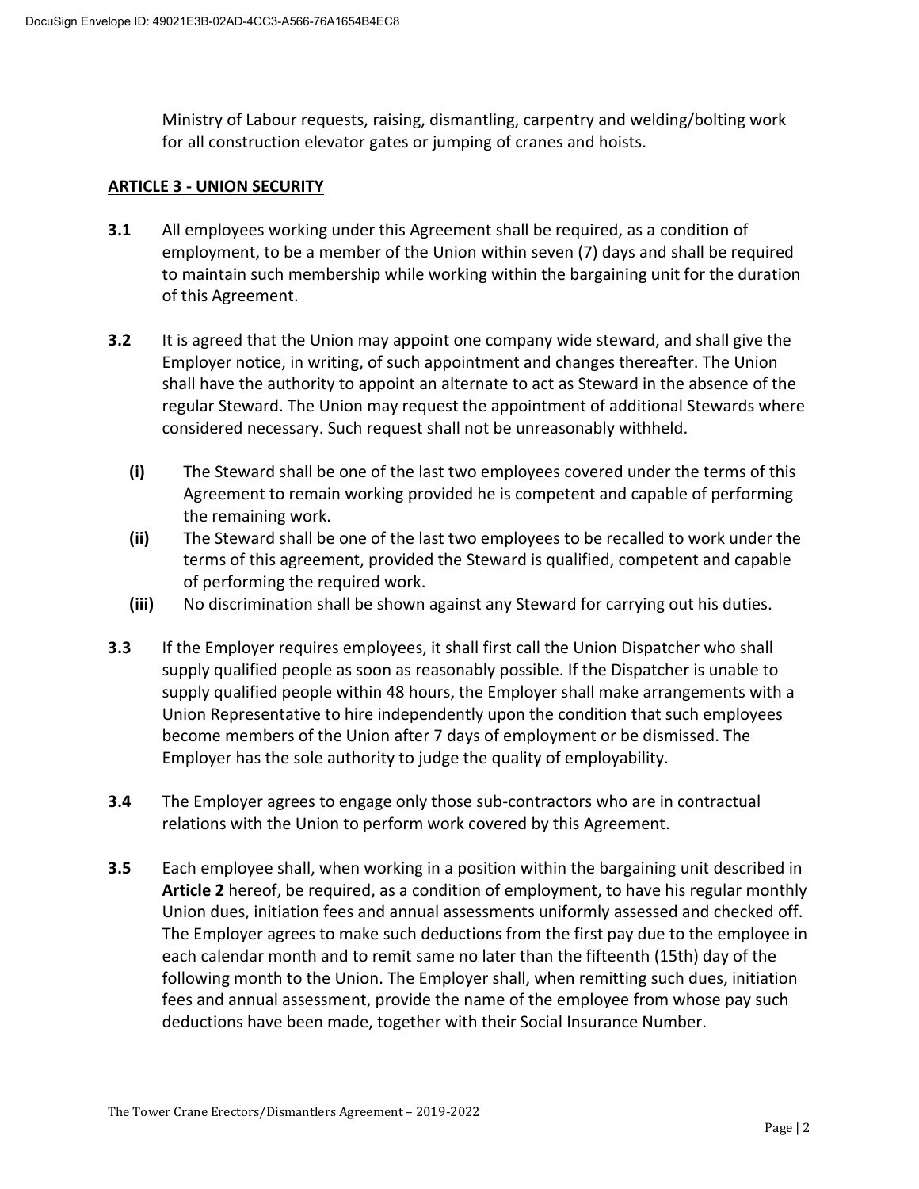Ministry of Labour requests, raising, dismantling, carpentry and welding/bolting work for all construction elevator gates or jumping of cranes and hoists.

## ARTICLE 3 - UNION SECURITY

**3.1** All employees working under this Agreement shall be required, as a condition of employment, to be a member of the Union within seven (7) days and shall be required to maintain such membership while working within the bargaining unit for the duration of this Agreement.

**3.2** It is agreed that the Union may appoint one company wide steward, and shall give the Employer notice, in writing, of such appointment and changes thereafter. The Union shall have the authority to appoint an alternate to act as Steward in the absence of the regular Steward. The Union may request the appointment of additional Stewards where considered necessary. Such request shall not be unreasonably withheld.

- **(i)** The Steward shall be one of the last two employees covered under the terms of this Agreement to remain working provided he is competent and capable of performing the remaining work.
- **(ii)** The Steward shall be one of the last two employees to be recalled to work under the terms of this agreement, provided the Steward is qualified, competent and capable of performing the required work.
- **(iii)** No discrimination shall be shown against any Steward for carrying out his duties.

**3.3** If the Employer requires employees, it shall first call the Union Dispatcher who shall supply qualified people as soon as reasonably possible. If the Dispatcher is unable to supply qualified people within 48 hours, the Employer shall make arrangements with a Union Representative to hire independently upon the condition that such employees become members of the Union after 7 days of employment or be dismissed. The Employer has the sole authority to judge the quality of employability.

**3.4** The Employer agrees to engage only those sub-contractors who are in contractual relations with the Union to perform work covered by this Agreement.

**3.5** Each employee shall, when working in a position within the bargaining unit described in **Article 2** hereof, be required, as a condition of employment, to have his regular monthly Union dues, initiation fees and annual assessments uniformly assessed and checked off. The Employer agrees to make such deductions from the first pay due to the employee in each calendar month and to remit same no later than the fifteenth (15th) day of the following month to the Union. The Employer shall, when remitting such dues, initiation fees and annual assessment, provide the name of the employee from whose pay such deductions have been made, together with their Social Insurance Number.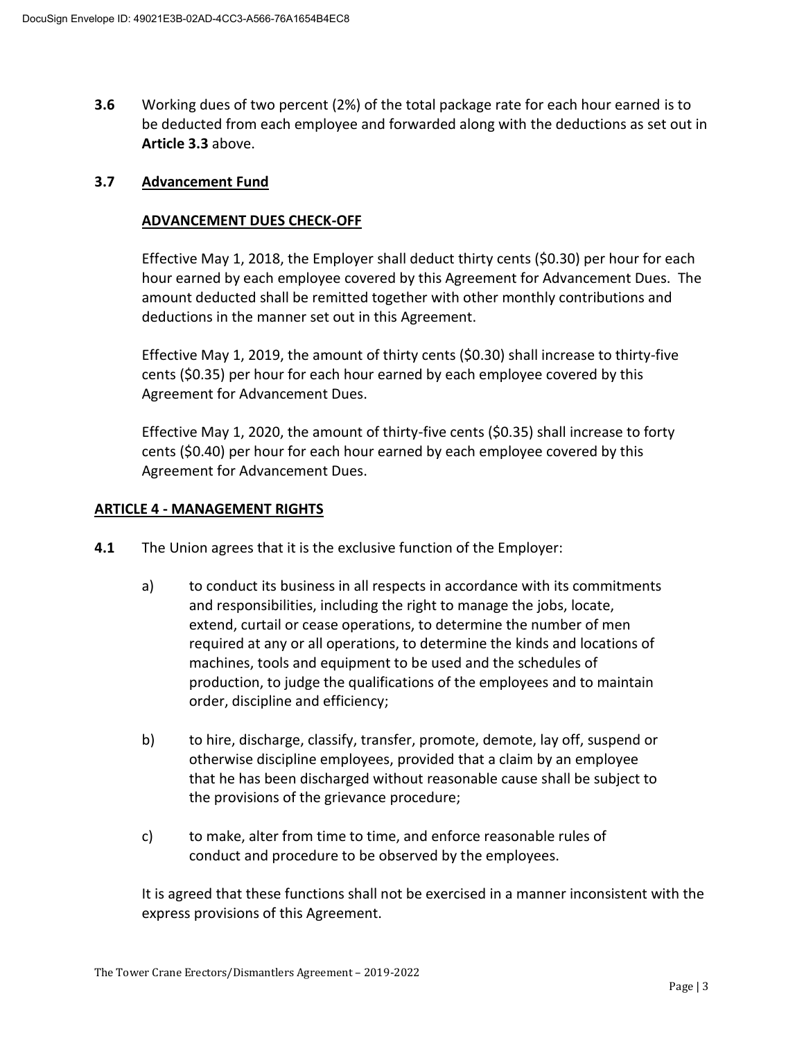**3.6** Working dues of two percent (2%) of the total package rate for each hour earned is to be deducted from each employee and forwarded along with the deductions as set out in **Article 3.3** above.

**3.7** **Advancement Fund**

**ADVANCEMENT DUES CHECK-OFF**

Effective May 1, 2018, the Employer shall deduct thirty cents ($0.30) per hour for each hour earned by each employee covered by this Agreement for Advancement Dues. The amount deducted shall be remitted together with other monthly contributions and deductions in the manner set out in this Agreement.

Effective May 1, 2019, the amount of thirty cents ($0.30) shall increase to thirty-five cents ($0.35) per hour for each hour earned by each employee covered by this Agreement for Advancement Dues.

Effective May 1, 2020, the amount of thirty-five cents ($0.35) shall increase to forty cents ($0.40) per hour for each hour earned by each employee covered by this Agreement for Advancement Dues.

## ARTICLE 4 - MANAGEMENT RIGHTS

**4.1** The Union agrees that it is the exclusive function of the Employer:

a) to conduct its business in all respects in accordance with its commitments and responsibilities, including the right to manage the jobs, locate, extend, curtail or cease operations, to determine the number of men required at any or all operations, to determine the kinds and locations of machines, tools and equipment to be used and the schedules of production, to judge the qualifications of the employees and to maintain order, discipline and efficiency;

b) to hire, discharge, classify, transfer, promote, demote, lay off, suspend or otherwise discipline employees, provided that a claim by an employee that he has been discharged without reasonable cause shall be subject to the provisions of the grievance procedure;

c) to make, alter from time to time, and enforce reasonable rules of conduct and procedure to be observed by the employees.

It is agreed that these functions shall not be exercised in a manner inconsistent with the express provisions of this Agreement.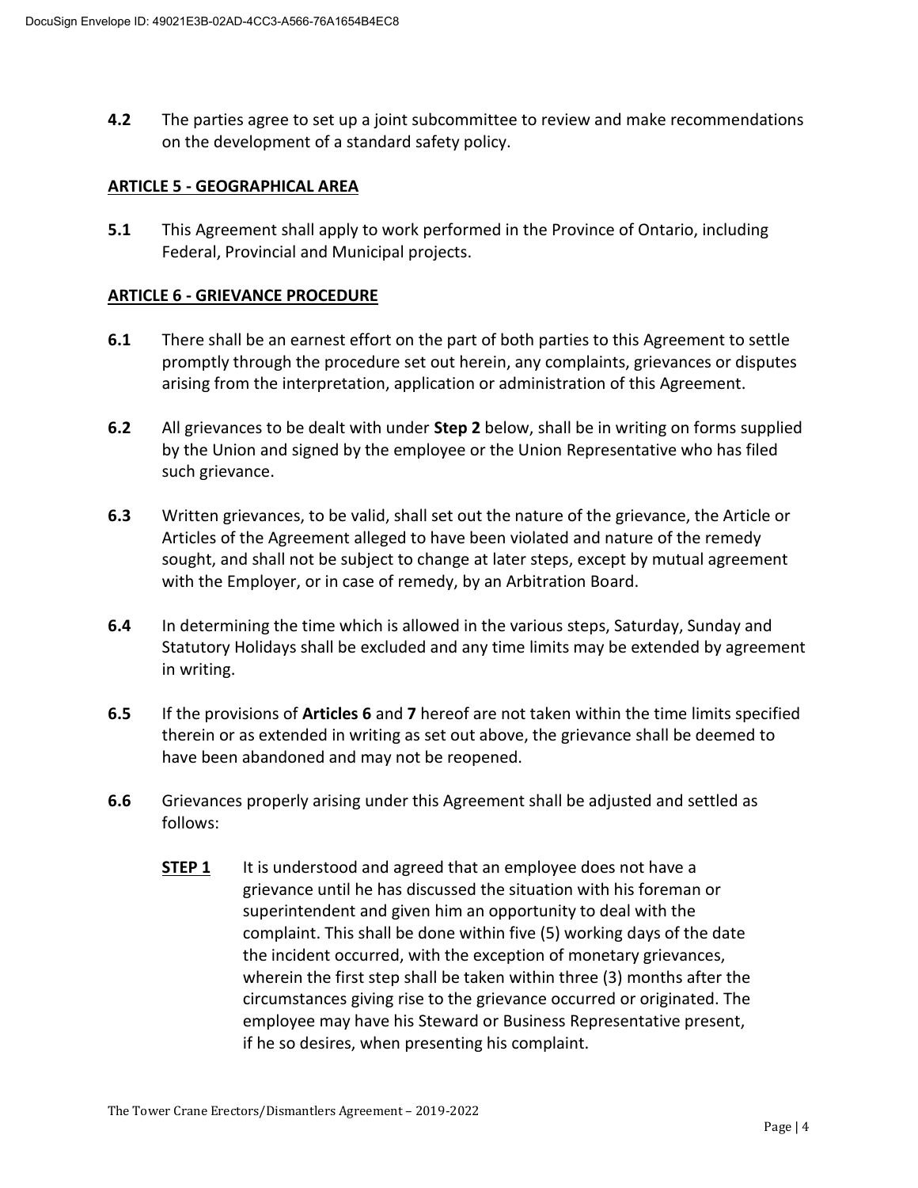**4.2** The parties agree to set up a joint subcommittee to review and make recommendations on the development of a standard safety policy.

## ARTICLE 5 - GEOGRAPHICAL AREA

**5.1** This Agreement shall apply to work performed in the Province of Ontario, including Federal, Provincial and Municipal projects.

## ARTICLE 6 - GRIEVANCE PROCEDURE

**6.1** There shall be an earnest effort on the part of both parties to this Agreement to settle promptly through the procedure set out herein, any complaints, grievances or disputes arising from the interpretation, application or administration of this Agreement.

**6.2** All grievances to be dealt with under **Step 2** below, shall be in writing on forms supplied by the Union and signed by the employee or the Union Representative who has filed such grievance.

**6.3** Written grievances, to be valid, shall set out the nature of the grievance, the Article or Articles of the Agreement alleged to have been violated and nature of the remedy sought, and shall not be subject to change at later steps, except by mutual agreement with the Employer, or in case of remedy, by an Arbitration Board.

**6.4** In determining the time which is allowed in the various steps, Saturday, Sunday and Statutory Holidays shall be excluded and any time limits may be extended by agreement in writing.

**6.5** If the provisions of **Articles 6** and **7** hereof are not taken within the time limits specified therein or as extended in writing as set out above, the grievance shall be deemed to have been abandoned and may not be reopened.

**6.6** Grievances properly arising under this Agreement shall be adjusted and settled as follows:

**STEP 1** It is understood and agreed that an employee does not have a grievance until he has discussed the situation with his foreman or superintendent and given him an opportunity to deal with the complaint. This shall be done within five (5) working days of the date the incident occurred, with the exception of monetary grievances, wherein the first step shall be taken within three (3) months after the circumstances giving rise to the grievance occurred or originated. The employee may have his Steward or Business Representative present, if he so desires, when presenting his complaint.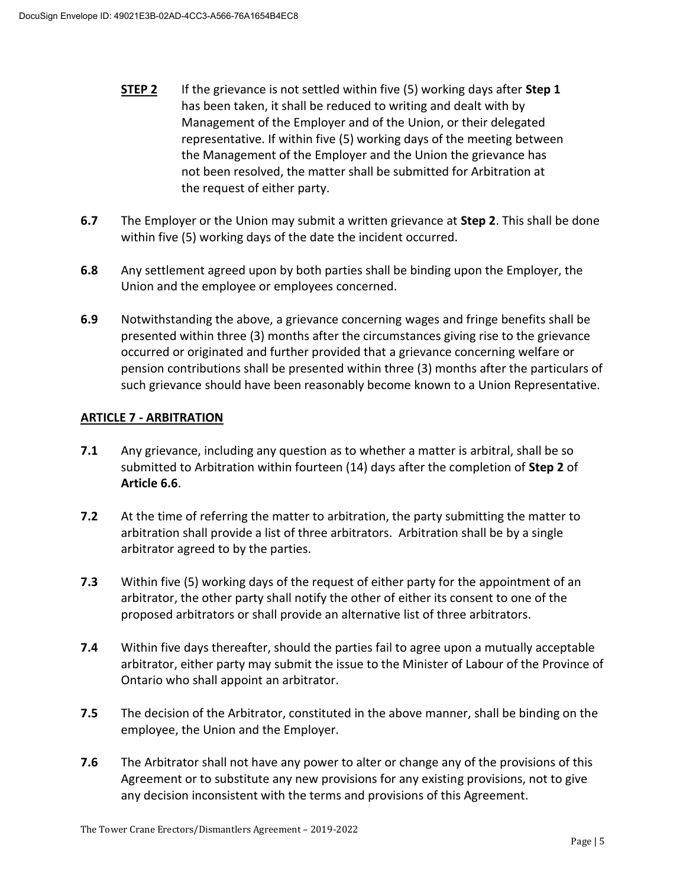**STEP 2** If the grievance is not settled within five (5) working days after **Step 1** has been taken, it shall be reduced to writing and dealt with by Management of the Employer and of the Union, or their delegated representative. If within five (5) working days of the meeting between the Management of the Employer and the Union the grievance has not been resolved, the matter shall be submitted for Arbitration at the request of either party.

**6.7** The Employer or the Union may submit a written grievance at **Step 2**. This shall be done within five (5) working days of the date the incident occurred.

**6.8** Any settlement agreed upon by both parties shall be binding upon the Employer, the Union and the employee or employees concerned.

**6.9** Notwithstanding the above, a grievance concerning wages and fringe benefits shall be presented within three (3) months after the circumstances giving rise to the grievance occurred or originated and further provided that a grievance concerning welfare or pension contributions shall be presented within three (3) months after the particulars of such grievance should have been reasonably become known to a Union Representative.

## ARTICLE 7 - ARBITRATION

**7.1** Any grievance, including any question as to whether a matter is arbitral, shall be so submitted to Arbitration within fourteen (14) days after the completion of **Step 2** of **Article 6.6**.

**7.2** At the time of referring the matter to arbitration, the party submitting the matter to arbitration shall provide a list of three arbitrators. Arbitration shall be by a single arbitrator agreed to by the parties.

**7.3** Within five (5) working days of the request of either party for the appointment of an arbitrator, the other party shall notify the other of either its consent to one of the proposed arbitrators or shall provide an alternative list of three arbitrators.

**7.4** Within five days thereafter, should the parties fail to agree upon a mutually acceptable arbitrator, either party may submit the issue to the Minister of Labour of the Province of Ontario who shall appoint an arbitrator.

**7.5** The decision of the Arbitrator, constituted in the above manner, shall be binding on the employee, the Union and the Employer.

**7.6** The Arbitrator shall not have any power to alter or change any of the provisions of this Agreement or to substitute any new provisions for any existing provisions, not to give any decision inconsistent with the terms and provisions of this Agreement.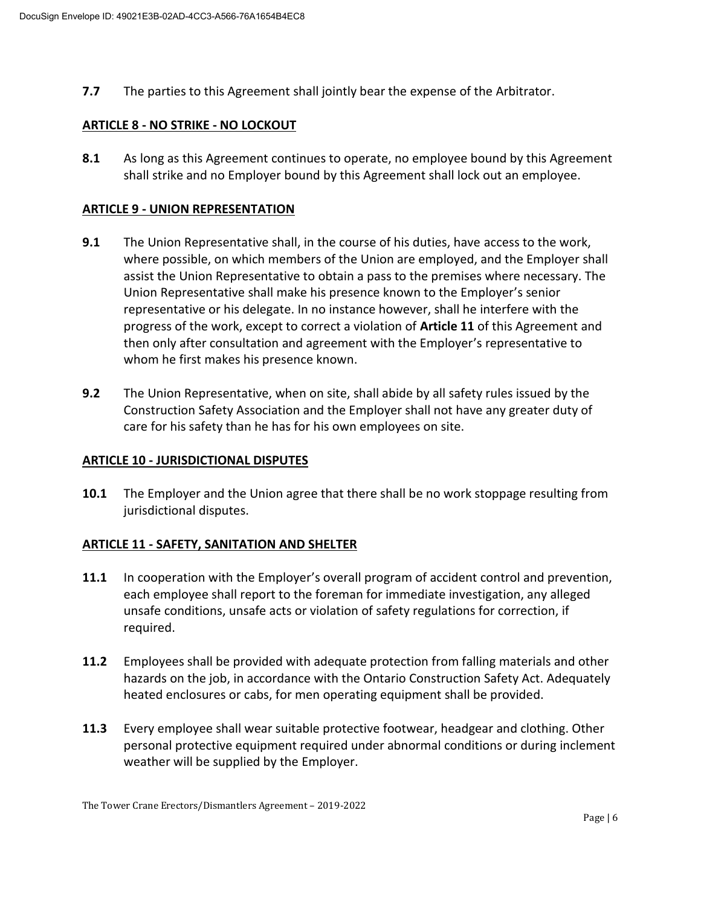**7.7** The parties to this Agreement shall jointly bear the expense of the Arbitrator.

## ARTICLE 8 - NO STRIKE - NO LOCKOUT

**8.1** As long as this Agreement continues to operate, no employee bound by this Agreement shall strike and no Employer bound by this Agreement shall lock out an employee.

## ARTICLE 9 - UNION REPRESENTATION

**9.1** The Union Representative shall, in the course of his duties, have access to the work, where possible, on which members of the Union are employed, and the Employer shall assist the Union Representative to obtain a pass to the premises where necessary. The Union Representative shall make his presence known to the Employer's senior representative or his delegate. In no instance however, shall he interfere with the progress of the work, except to correct a violation of **Article 11** of this Agreement and then only after consultation and agreement with the Employer's representative to whom he first makes his presence known.

**9.2** The Union Representative, when on site, shall abide by all safety rules issued by the Construction Safety Association and the Employer shall not have any greater duty of care for his safety than he has for his own employees on site.

## ARTICLE 10 - JURISDICTIONAL DISPUTES

**10.1** The Employer and the Union agree that there shall be no work stoppage resulting from jurisdictional disputes.

## ARTICLE 11 - SAFETY, SANITATION AND SHELTER

**11.1** In cooperation with the Employer's overall program of accident control and prevention, each employee shall report to the foreman for immediate investigation, any alleged unsafe conditions, unsafe acts or violation of safety regulations for correction, if required.

**11.2** Employees shall be provided with adequate protection from falling materials and other hazards on the job, in accordance with the Ontario Construction Safety Act. Adequately heated enclosures or cabs, for men operating equipment shall be provided.

**11.3** Every employee shall wear suitable protective footwear, headgear and clothing. Other personal protective equipment required under abnormal conditions or during inclement weather will be supplied by the Employer.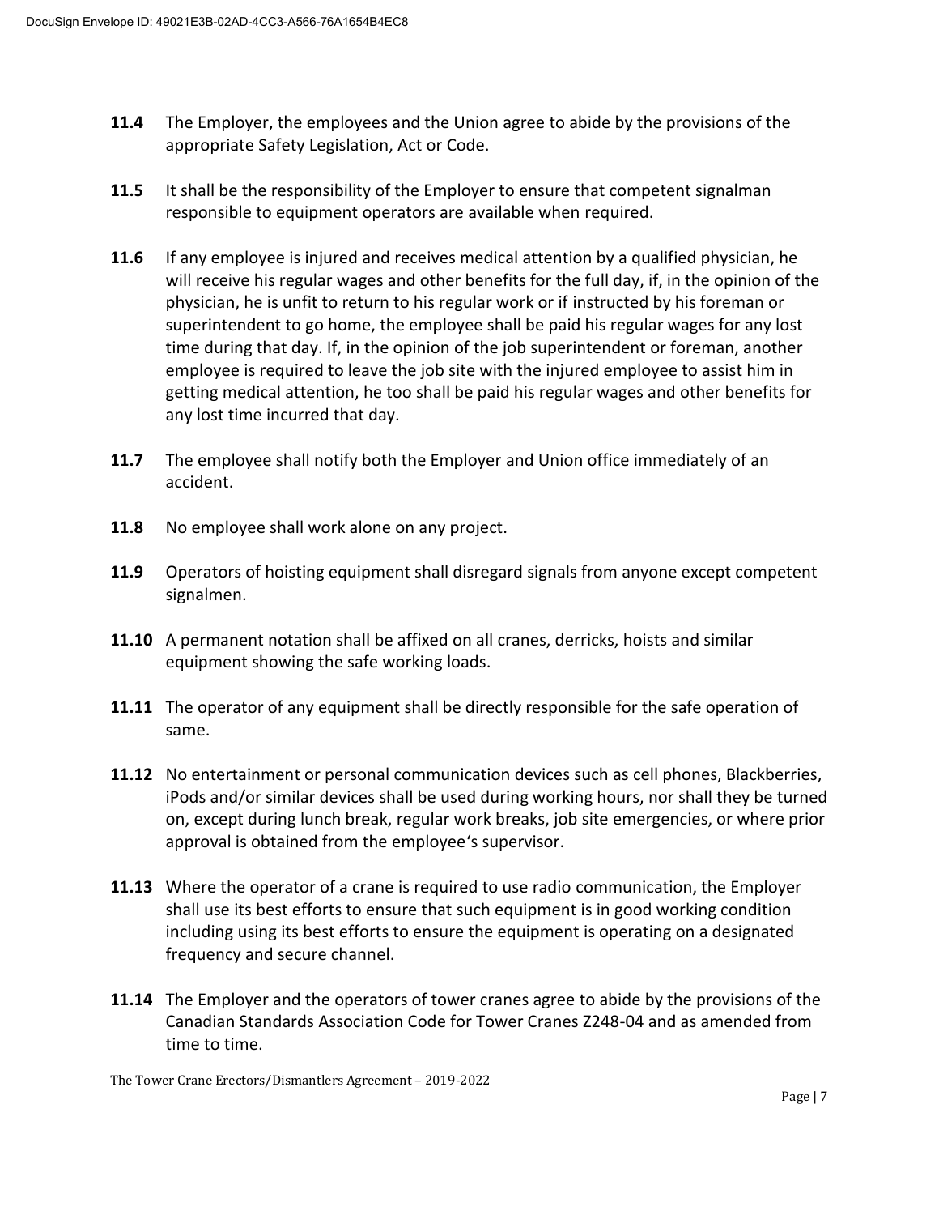**11.4** The Employer, the employees and the Union agree to abide by the provisions of the appropriate Safety Legislation, Act or Code.

**11.5** It shall be the responsibility of the Employer to ensure that competent signalman responsible to equipment operators are available when required.

**11.6** If any employee is injured and receives medical attention by a qualified physician, he will receive his regular wages and other benefits for the full day, if, in the opinion of the physician, he is unfit to return to his regular work or if instructed by his foreman or superintendent to go home, the employee shall be paid his regular wages for any lost time during that day. If, in the opinion of the job superintendent or foreman, another employee is required to leave the job site with the injured employee to assist him in getting medical attention, he too shall be paid his regular wages and other benefits for any lost time incurred that day.

**11.7** The employee shall notify both the Employer and Union office immediately of an accident.

**11.8** No employee shall work alone on any project.

**11.9** Operators of hoisting equipment shall disregard signals from anyone except competent signalmen.

**11.10** A permanent notation shall be affixed on all cranes, derricks, hoists and similar equipment showing the safe working loads.

**11.11** The operator of any equipment shall be directly responsible for the safe operation of same.

**11.12** No entertainment or personal communication devices such as cell phones, Blackberries, iPods and/or similar devices shall be used during working hours, nor shall they be turned on, except during lunch break, regular work breaks, job site emergencies, or where prior approval is obtained from the employee's supervisor.

**11.13** Where the operator of a crane is required to use radio communication, the Employer shall use its best efforts to ensure that such equipment is in good working condition including using its best efforts to ensure the equipment is operating on a designated frequency and secure channel.

**11.14** The Employer and the operators of tower cranes agree to abide by the provisions of the Canadian Standards Association Code for Tower Cranes Z248-04 and as amended from time to time.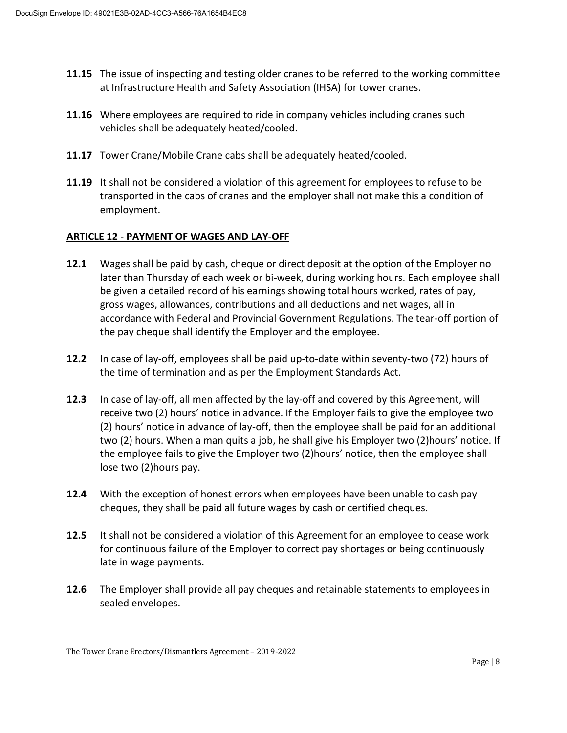**11.15** The issue of inspecting and testing older cranes to be referred to the working committee at Infrastructure Health and Safety Association (IHSA) for tower cranes.

**11.16** Where employees are required to ride in company vehicles including cranes such vehicles shall be adequately heated/cooled.

**11.17** Tower Crane/Mobile Crane cabs shall be adequately heated/cooled.

**11.19** It shall not be considered a violation of this agreement for employees to refuse to be transported in the cabs of cranes and the employer shall not make this a condition of employment.

## ARTICLE 12 - PAYMENT OF WAGES AND LAY-OFF

**12.1** Wages shall be paid by cash, cheque or direct deposit at the option of the Employer no later than Thursday of each week or bi-week, during working hours. Each employee shall be given a detailed record of his earnings showing total hours worked, rates of pay, gross wages, allowances, contributions and all deductions and net wages, all in accordance with Federal and Provincial Government Regulations. The tear-off portion of the pay cheque shall identify the Employer and the employee.

**12.2** In case of lay-off, employees shall be paid up-to-date within seventy-two (72) hours of the time of termination and as per the Employment Standards Act.

**12.3** In case of lay-off, all men affected by the lay-off and covered by this Agreement, will receive two (2) hours' notice in advance. If the Employer fails to give the employee two (2) hours' notice in advance of lay-off, then the employee shall be paid for an additional two (2) hours. When a man quits a job, he shall give his Employer two (2)hours' notice. If the employee fails to give the Employer two (2)hours' notice, then the employee shall lose two (2)hours pay.

**12.4** With the exception of honest errors when employees have been unable to cash pay cheques, they shall be paid all future wages by cash or certified cheques.

**12.5** It shall not be considered a violation of this Agreement for an employee to cease work for continuous failure of the Employer to correct pay shortages or being continuously late in wage payments.

**12.6** The Employer shall provide all pay cheques and retainable statements to employees in sealed envelopes.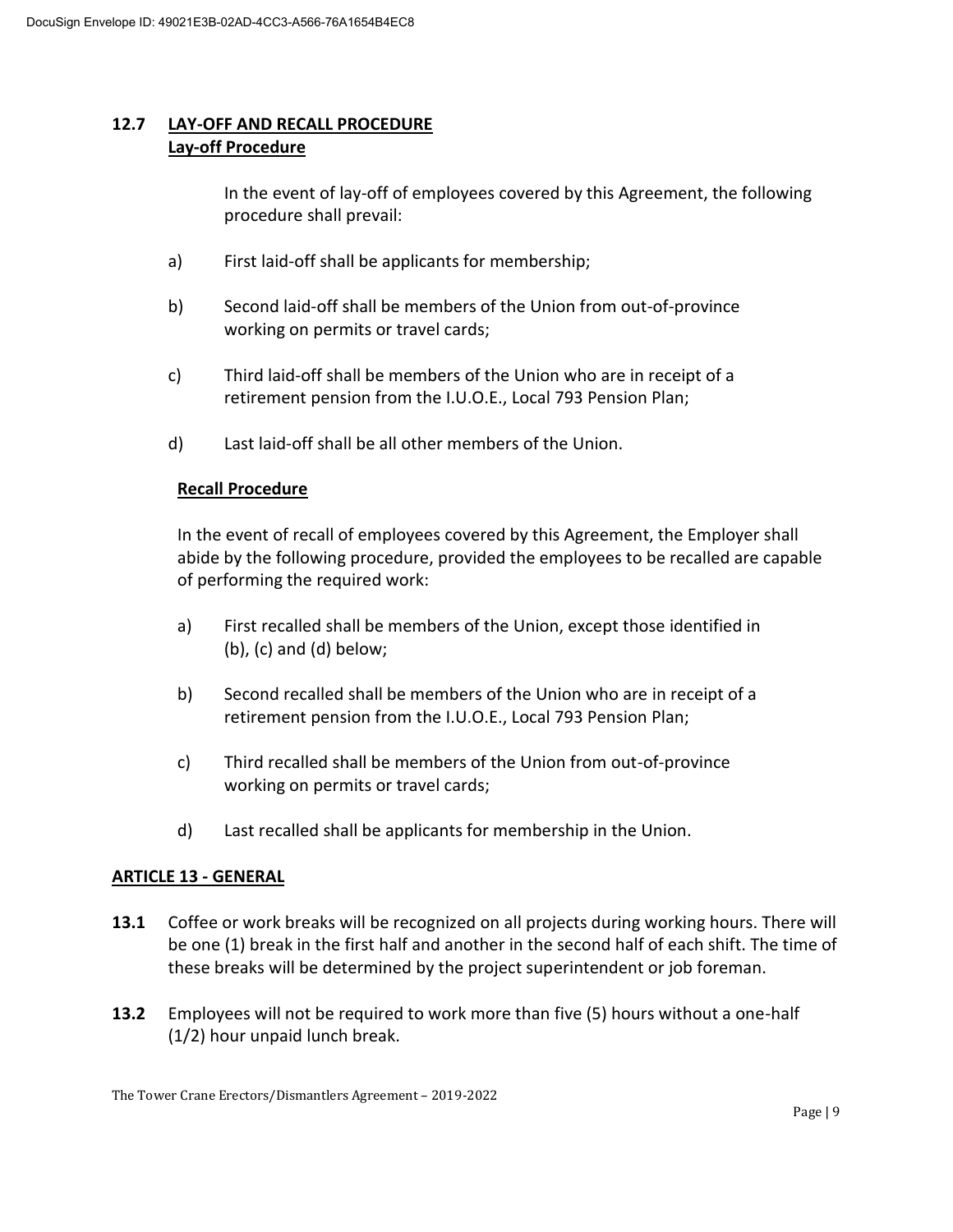**12.7 LAY-OFF AND RECALL PROCEDURE**
**Lay-off Procedure**

In the event of lay-off of employees covered by this Agreement, the following procedure shall prevail:

a) First laid-off shall be applicants for membership;

b) Second laid-off shall be members of the Union from out-of-province working on permits or travel cards;

c) Third laid-off shall be members of the Union who are in receipt of a retirement pension from the I.U.O.E., Local 793 Pension Plan;

d) Last laid-off shall be all other members of the Union.

**Recall Procedure**

In the event of recall of employees covered by this Agreement, the Employer shall abide by the following procedure, provided the employees to be recalled are capable of performing the required work:

a) First recalled shall be members of the Union, except those identified in (b), (c) and (d) below;

b) Second recalled shall be members of the Union who are in receipt of a retirement pension from the I.U.O.E., Local 793 Pension Plan;

c) Third recalled shall be members of the Union from out-of-province working on permits or travel cards;

d) Last recalled shall be applicants for membership in the Union.

## ARTICLE 13 - GENERAL

**13.1** Coffee or work breaks will be recognized on all projects during working hours. There will be one (1) break in the first half and another in the second half of each shift. The time of these breaks will be determined by the project superintendent or job foreman.

**13.2** Employees will not be required to work more than five (5) hours without a one-half (1/2) hour unpaid lunch break.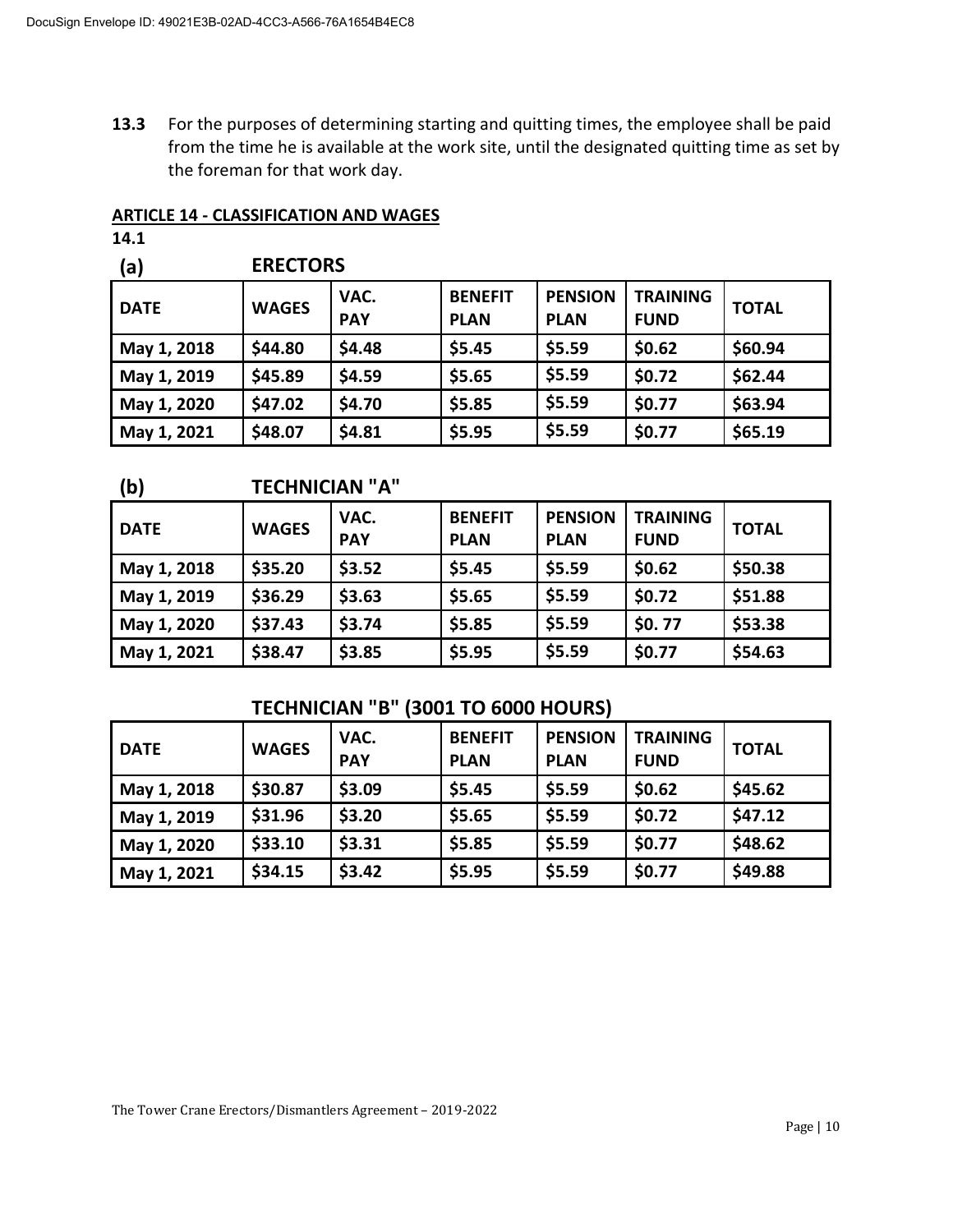**13.3** For the purposes of determining starting and quitting times, the employee shall be paid from the time he is available at the work site, until the designated quitting time as set by the foreman for that work day.

## ARTICLE 14 - CLASSIFICATION AND WAGES

**14.1**

### (a) ERECTORS

| DATE | WAGES | VAC. PAY | BENEFIT PLAN | PENSION PLAN | TRAINING FUND | TOTAL |
|---|---|---|---|---|---|---|
| May 1, 2018 | $44.80 | $4.48 | $5.45 | $5.59 | $0.62 | $60.94 |
| May 1, 2019 | $45.89 | $4.59 | $5.65 | $5.59 | $0.72 | $62.44 |
| May 1, 2020 | $47.02 | $4.70 | $5.85 | $5.59 | $0.77 | $63.94 |
| May 1, 2021 | $48.07 | $4.81 | $5.95 | $5.59 | $0.77 | $65.19 |

### (b) TECHNICIAN "A"

| DATE | WAGES | VAC. PAY | BENEFIT PLAN | PENSION PLAN | TRAINING FUND | TOTAL |
|---|---|---|---|---|---|---|
| May 1, 2018 | $35.20 | $3.52 | $5.45 | $5.59 | $0.62 | $50.38 |
| May 1, 2019 | $36.29 | $3.63 | $5.65 | $5.59 | $0.72 | $51.88 |
| May 1, 2020 | $37.43 | $3.74 | $5.85 | $5.59 | $0. 77 | $53.38 |
| May 1, 2021 | $38.47 | $3.85 | $5.95 | $5.59 | $0.77 | $54.63 |

### TECHNICIAN "B" (3001 TO 6000 HOURS)

| DATE | WAGES | VAC. PAY | BENEFIT PLAN | PENSION PLAN | TRAINING FUND | TOTAL |
|---|---|---|---|---|---|---|
| May 1, 2018 | $30.87 | $3.09 | $5.45 | $5.59 | $0.62 | $45.62 |
| May 1, 2019 | $31.96 | $3.20 | $5.65 | $5.59 | $0.72 | $47.12 |
| May 1, 2020 | $33.10 | $3.31 | $5.85 | $5.59 | $0.77 | $48.62 |
| May 1, 2021 | $34.15 | $3.42 | $5.95 | $5.59 | $0.77 | $49.88 |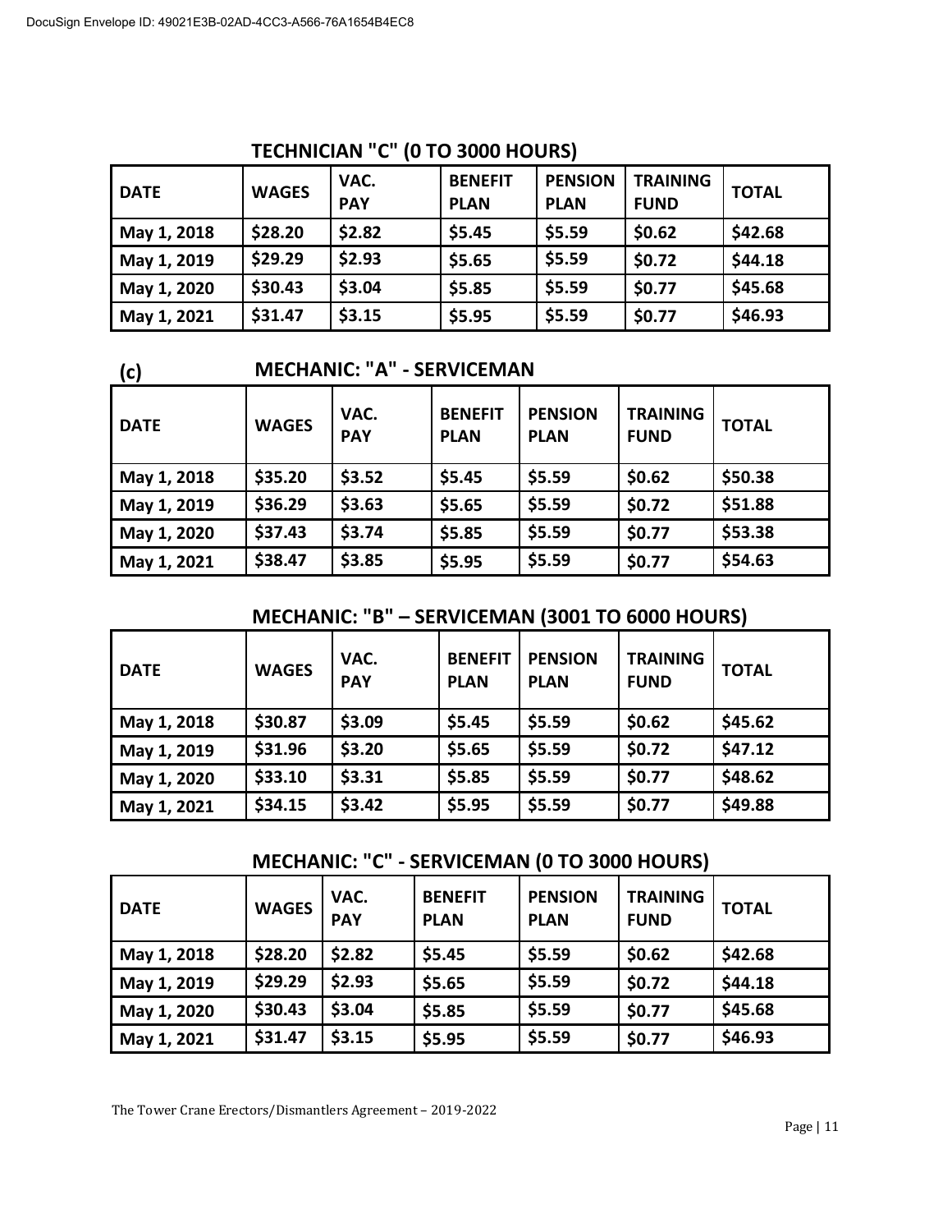## TECHNICIAN "C" (0 TO 3000 HOURS)

| DATE | WAGES | VAC. PAY | BENEFIT PLAN | PENSION PLAN | TRAINING FUND | TOTAL |
|---|---|---|---|---|---|---|
| May 1, 2018 | $28.20 | $2.82 | $5.45 | $5.59 | $0.62 | $42.68 |
| May 1, 2019 | $29.29 | $2.93 | $5.65 | $5.59 | $0.72 | $44.18 |
| May 1, 2020 | $30.43 | $3.04 | $5.85 | $5.59 | $0.77 | $45.68 |
| May 1, 2021 | $31.47 | $3.15 | $5.95 | $5.59 | $0.77 | $46.93 |

## (c) MECHANIC: "A" - SERVICEMAN

| DATE | WAGES | VAC. PAY | BENEFIT PLAN | PENSION PLAN | TRAINING FUND | TOTAL |
|---|---|---|---|---|---|---|
| May 1, 2018 | $35.20 | $3.52 | $5.45 | $5.59 | $0.62 | $50.38 |
| May 1, 2019 | $36.29 | $3.63 | $5.65 | $5.59 | $0.72 | $51.88 |
| May 1, 2020 | $37.43 | $3.74 | $5.85 | $5.59 | $0.77 | $53.38 |
| May 1, 2021 | $38.47 | $3.85 | $5.95 | $5.59 | $0.77 | $54.63 |

## MECHANIC: "B" – SERVICEMAN (3001 TO 6000 HOURS)

| DATE | WAGES | VAC. PAY | BENEFIT PLAN | PENSION PLAN | TRAINING FUND | TOTAL |
|---|---|---|---|---|---|---|
| May 1, 2018 | $30.87 | $3.09 | $5.45 | $5.59 | $0.62 | $45.62 |
| May 1, 2019 | $31.96 | $3.20 | $5.65 | $5.59 | $0.72 | $47.12 |
| May 1, 2020 | $33.10 | $3.31 | $5.85 | $5.59 | $0.77 | $48.62 |
| May 1, 2021 | $34.15 | $3.42 | $5.95 | $5.59 | $0.77 | $49.88 |

## MECHANIC: "C" - SERVICEMAN (0 TO 3000 HOURS)

| DATE | WAGES | VAC. PAY | BENEFIT PLAN | PENSION PLAN | TRAINING FUND | TOTAL |
|---|---|---|---|---|---|---|
| May 1, 2018 | $28.20 | $2.82 | $5.45 | $5.59 | $0.62 | $42.68 |
| May 1, 2019 | $29.29 | $2.93 | $5.65 | $5.59 | $0.72 | $44.18 |
| May 1, 2020 | $30.43 | $3.04 | $5.85 | $5.59 | $0.77 | $45.68 |
| May 1, 2021 | $31.47 | $3.15 | $5.95 | $5.59 | $0.77 | $46.93 |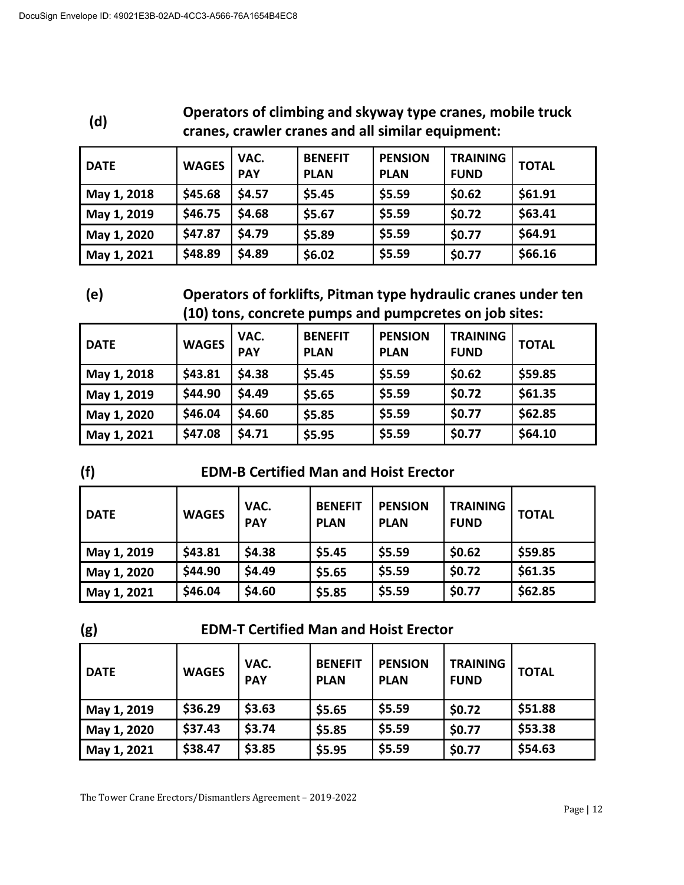**(d)** **Operators of climbing and skyway type cranes, mobile truck cranes, crawler cranes and all similar equipment:**

| DATE | WAGES | VAC. PAY | BENEFIT PLAN | PENSION PLAN | TRAINING FUND | TOTAL |
|---|---|---|---|---|---|---|
| May 1, 2018 | $45.68 | $4.57 | $5.45 | $5.59 | $0.62 | $61.91 |
| May 1, 2019 | $46.75 | $4.68 | $5.67 | $5.59 | $0.72 | $63.41 |
| May 1, 2020 | $47.87 | $4.79 | $5.89 | $5.59 | $0.77 | $64.91 |
| May 1, 2021 | $48.89 | $4.89 | $6.02 | $5.59 | $0.77 | $66.16 |

**(e)** **Operators of forklifts, Pitman type hydraulic cranes under ten (10) tons, concrete pumps and pumpcretes on job sites:**

| DATE | WAGES | VAC. PAY | BENEFIT PLAN | PENSION PLAN | TRAINING FUND | TOTAL |
|---|---|---|---|---|---|---|
| May 1, 2018 | $43.81 | $4.38 | $5.45 | $5.59 | $0.62 | $59.85 |
| May 1, 2019 | $44.90 | $4.49 | $5.65 | $5.59 | $0.72 | $61.35 |
| May 1, 2020 | $46.04 | $4.60 | $5.85 | $5.59 | $0.77 | $62.85 |
| May 1, 2021 | $47.08 | $4.71 | $5.95 | $5.59 | $0.77 | $64.10 |

**(f)** **EDM-B Certified Man and Hoist Erector**

| DATE | WAGES | VAC. PAY | BENEFIT PLAN | PENSION PLAN | TRAINING FUND | TOTAL |
|---|---|---|---|---|---|---|
| May 1, 2019 | $43.81 | $4.38 | $5.45 | $5.59 | $0.62 | $59.85 |
| May 1, 2020 | $44.90 | $4.49 | $5.65 | $5.59 | $0.72 | $61.35 |
| May 1, 2021 | $46.04 | $4.60 | $5.85 | $5.59 | $0.77 | $62.85 |

**(g)** **EDM-T Certified Man and Hoist Erector**

| DATE | WAGES | VAC. PAY | BENEFIT PLAN | PENSION PLAN | TRAINING FUND | TOTAL |
|---|---|---|---|---|---|---|
| May 1, 2019 | $36.29 | $3.63 | $5.65 | $5.59 | $0.72 | $51.88 |
| May 1, 2020 | $37.43 | $3.74 | $5.85 | $5.59 | $0.77 | $53.38 |
| May 1, 2021 | $38.47 | $3.85 | $5.95 | $5.59 | $0.77 | $54.63 |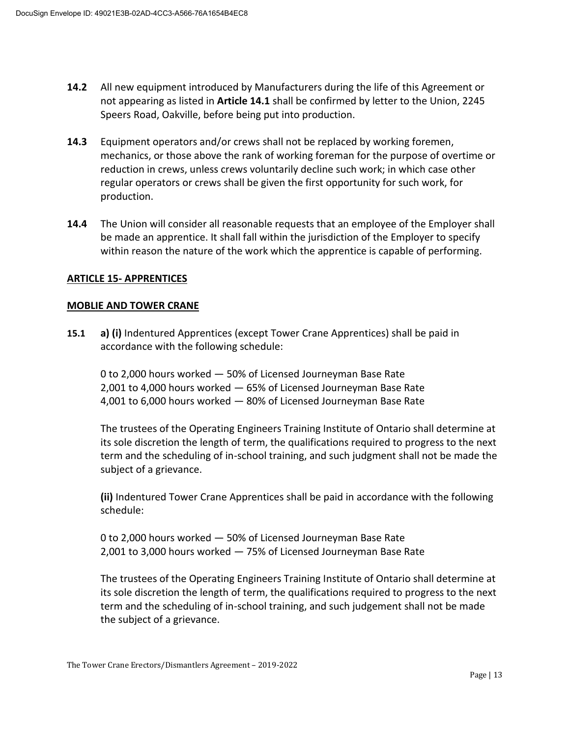**14.2** All new equipment introduced by Manufacturers during the life of this Agreement or not appearing as listed in **Article 14.1** shall be confirmed by letter to the Union, 2245 Speers Road, Oakville, before being put into production.

**14.3** Equipment operators and/or crews shall not be replaced by working foremen, mechanics, or those above the rank of working foreman for the purpose of overtime or reduction in crews, unless crews voluntarily decline such work; in which case other regular operators or crews shall be given the first opportunity for such work, for production.

**14.4** The Union will consider all reasonable requests that an employee of the Employer shall be made an apprentice. It shall fall within the jurisdiction of the Employer to specify within reason the nature of the work which the apprentice is capable of performing.

## ARTICLE 15- APPRENTICES

### MOBLIE AND TOWER CRANE

**15.1** **a) (i)** Indentured Apprentices (except Tower Crane Apprentices) shall be paid in accordance with the following schedule:

0 to 2,000 hours worked — 50% of Licensed Journeyman Base Rate
2,001 to 4,000 hours worked — 65% of Licensed Journeyman Base Rate
4,001 to 6,000 hours worked — 80% of Licensed Journeyman Base Rate

The trustees of the Operating Engineers Training Institute of Ontario shall determine at its sole discretion the length of term, the qualifications required to progress to the next term and the scheduling of in-school training, and such judgment shall not be made the subject of a grievance.

**(ii)** Indentured Tower Crane Apprentices shall be paid in accordance with the following schedule:

0 to 2,000 hours worked — 50% of Licensed Journeyman Base Rate
2,001 to 3,000 hours worked — 75% of Licensed Journeyman Base Rate

The trustees of the Operating Engineers Training Institute of Ontario shall determine at its sole discretion the length of term, the qualifications required to progress to the next term and the scheduling of in-school training, and such judgement shall not be made the subject of a grievance.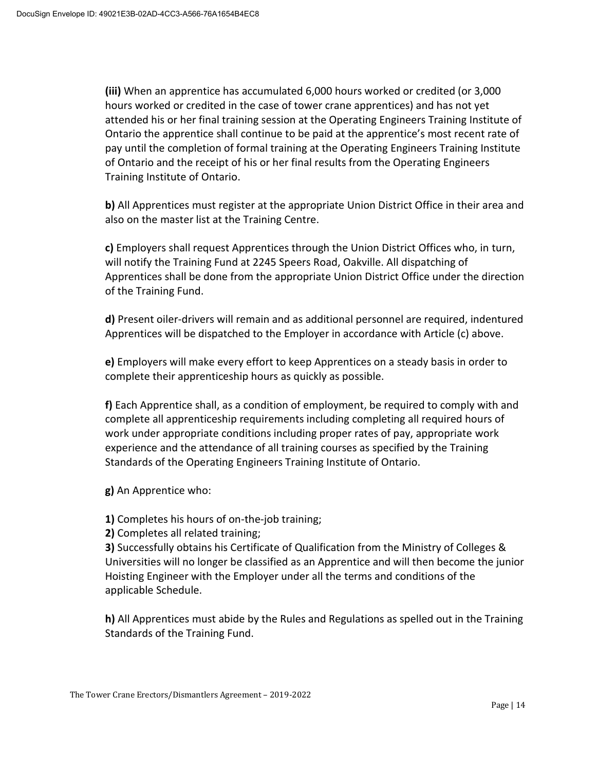**(iii)** When an apprentice has accumulated 6,000 hours worked or credited (or 3,000 hours worked or credited in the case of tower crane apprentices) and has not yet attended his or her final training session at the Operating Engineers Training Institute of Ontario the apprentice shall continue to be paid at the apprentice's most recent rate of pay until the completion of formal training at the Operating Engineers Training Institute of Ontario and the receipt of his or her final results from the Operating Engineers Training Institute of Ontario.

**b)** All Apprentices must register at the appropriate Union District Office in their area and also on the master list at the Training Centre.

**c)** Employers shall request Apprentices through the Union District Offices who, in turn, will notify the Training Fund at 2245 Speers Road, Oakville. All dispatching of Apprentices shall be done from the appropriate Union District Office under the direction of the Training Fund.

**d)** Present oiler-drivers will remain and as additional personnel are required, indentured Apprentices will be dispatched to the Employer in accordance with Article (c) above.

**e)** Employers will make every effort to keep Apprentices on a steady basis in order to complete their apprenticeship hours as quickly as possible.

**f)** Each Apprentice shall, as a condition of employment, be required to comply with and complete all apprenticeship requirements including completing all required hours of work under appropriate conditions including proper rates of pay, appropriate work experience and the attendance of all training courses as specified by the Training Standards of the Operating Engineers Training Institute of Ontario.

**g)** An Apprentice who:

**1)** Completes his hours of on-the-job training;
**2)** Completes all related training;
**3)** Successfully obtains his Certificate of Qualification from the Ministry of Colleges & Universities will no longer be classified as an Apprentice and will then become the junior Hoisting Engineer with the Employer under all the terms and conditions of the applicable Schedule.

**h)** All Apprentices must abide by the Rules and Regulations as spelled out in the Training Standards of the Training Fund.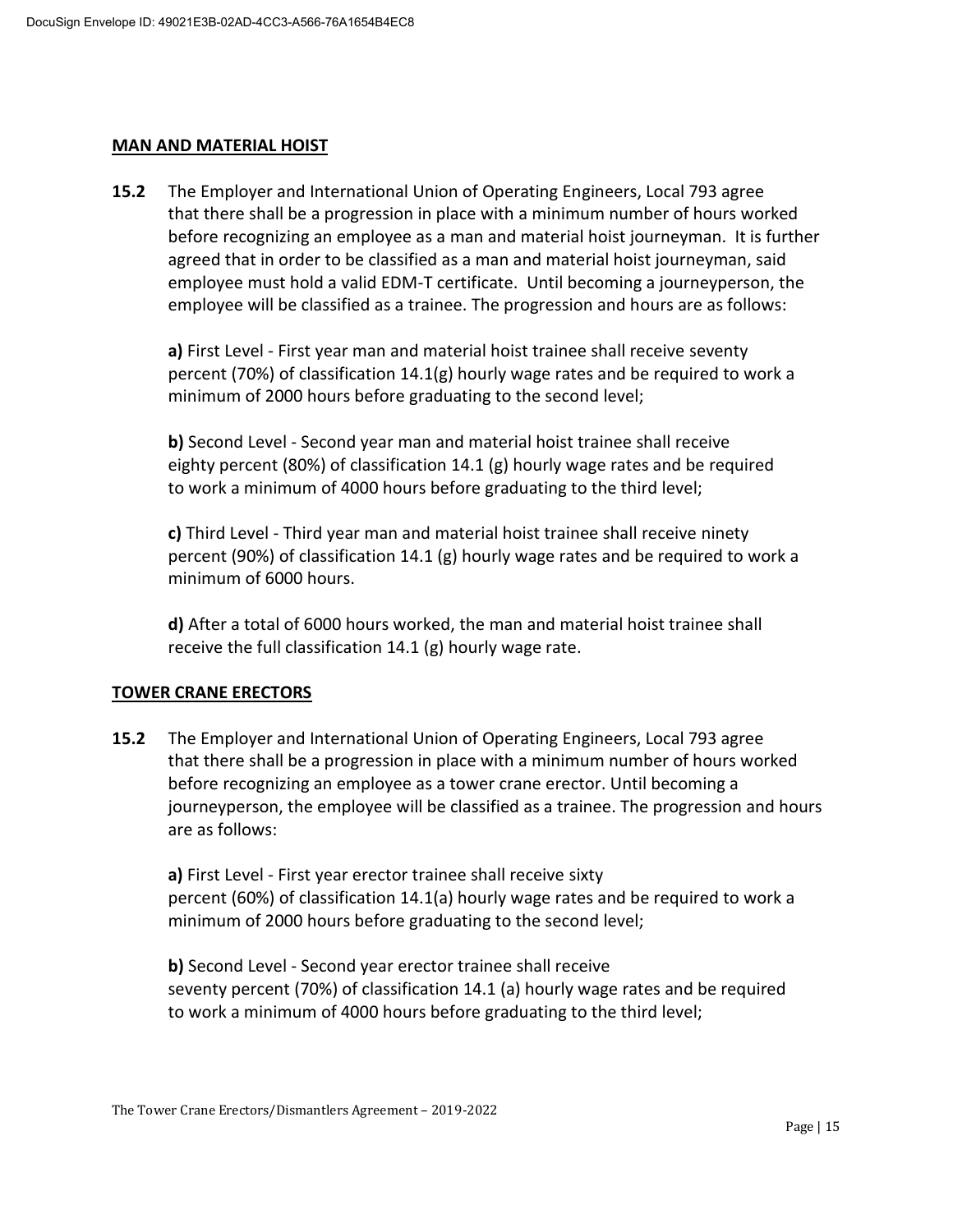## MAN AND MATERIAL HOIST

**15.2** The Employer and International Union of Operating Engineers, Local 793 agree that there shall be a progression in place with a minimum number of hours worked before recognizing an employee as a man and material hoist journeyman. It is further agreed that in order to be classified as a man and material hoist journeyman, said employee must hold a valid EDM-T certificate. Until becoming a journeyperson, the employee will be classified as a trainee. The progression and hours are as follows:

**a)** First Level - First year man and material hoist trainee shall receive seventy percent (70%) of classification 14.1(g) hourly wage rates and be required to work a minimum of 2000 hours before graduating to the second level;

**b)** Second Level - Second year man and material hoist trainee shall receive eighty percent (80%) of classification 14.1 (g) hourly wage rates and be required to work a minimum of 4000 hours before graduating to the third level;

**c)** Third Level - Third year man and material hoist trainee shall receive ninety percent (90%) of classification 14.1 (g) hourly wage rates and be required to work a minimum of 6000 hours.

**d)** After a total of 6000 hours worked, the man and material hoist trainee shall receive the full classification 14.1 (g) hourly wage rate.

## TOWER CRANE ERECTORS

**15.2** The Employer and International Union of Operating Engineers, Local 793 agree that there shall be a progression in place with a minimum number of hours worked before recognizing an employee as a tower crane erector. Until becoming a journeyperson, the employee will be classified as a trainee. The progression and hours are as follows:

**a)** First Level - First year erector trainee shall receive sixty percent (60%) of classification 14.1(a) hourly wage rates and be required to work a minimum of 2000 hours before graduating to the second level;

**b)** Second Level - Second year erector trainee shall receive seventy percent (70%) of classification 14.1 (a) hourly wage rates and be required to work a minimum of 4000 hours before graduating to the third level;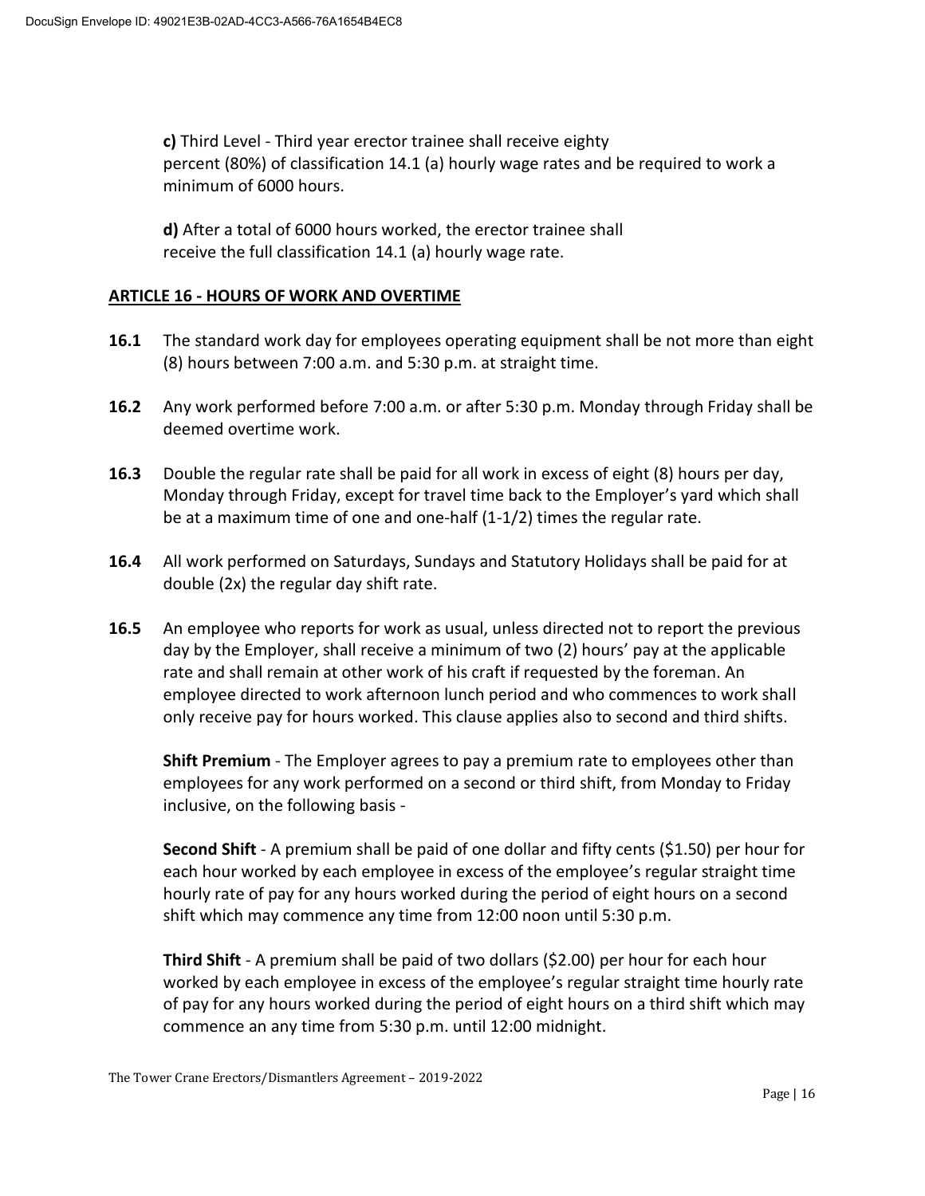**c)** Third Level - Third year erector trainee shall receive eighty percent (80%) of classification 14.1 (a) hourly wage rates and be required to work a minimum of 6000 hours.

**d)** After a total of 6000 hours worked, the erector trainee shall receive the full classification 14.1 (a) hourly wage rate.

## ARTICLE 16 - HOURS OF WORK AND OVERTIME

**16.1** The standard work day for employees operating equipment shall be not more than eight (8) hours between 7:00 a.m. and 5:30 p.m. at straight time.

**16.2** Any work performed before 7:00 a.m. or after 5:30 p.m. Monday through Friday shall be deemed overtime work.

**16.3** Double the regular rate shall be paid for all work in excess of eight (8) hours per day, Monday through Friday, except for travel time back to the Employer's yard which shall be at a maximum time of one and one-half (1-1/2) times the regular rate.

**16.4** All work performed on Saturdays, Sundays and Statutory Holidays shall be paid for at double (2x) the regular day shift rate.

**16.5** An employee who reports for work as usual, unless directed not to report the previous day by the Employer, shall receive a minimum of two (2) hours' pay at the applicable rate and shall remain at other work of his craft if requested by the foreman. An employee directed to work afternoon lunch period and who commences to work shall only receive pay for hours worked. This clause applies also to second and third shifts.

**Shift Premium** - The Employer agrees to pay a premium rate to employees other than employees for any work performed on a second or third shift, from Monday to Friday inclusive, on the following basis -

**Second Shift** - A premium shall be paid of one dollar and fifty cents ($1.50) per hour for each hour worked by each employee in excess of the employee's regular straight time hourly rate of pay for any hours worked during the period of eight hours on a second shift which may commence any time from 12:00 noon until 5:30 p.m.

**Third Shift** - A premium shall be paid of two dollars ($2.00) per hour for each hour worked by each employee in excess of the employee's regular straight time hourly rate of pay for any hours worked during the period of eight hours on a third shift which may commence an any time from 5:30 p.m. until 12:00 midnight.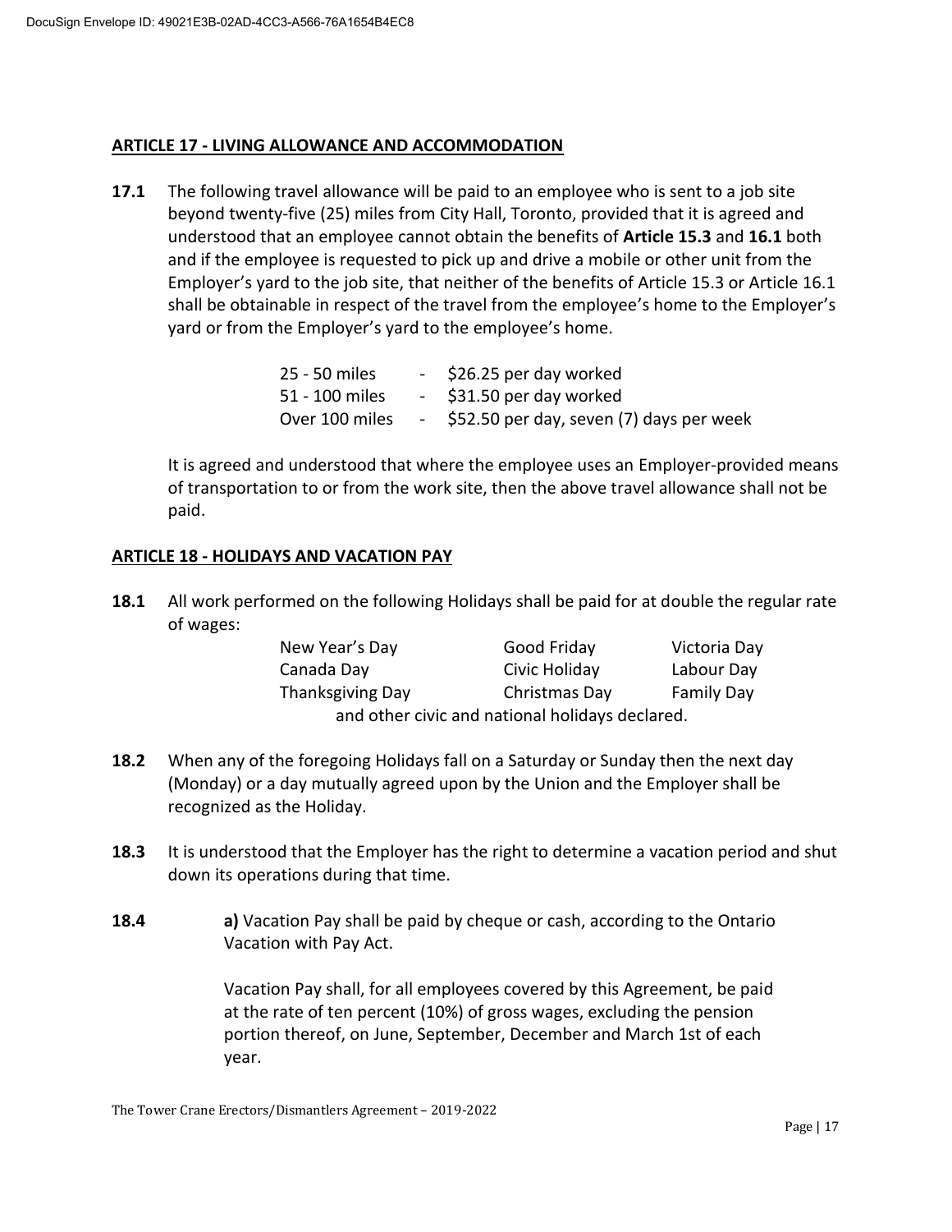## ARTICLE 17 - LIVING ALLOWANCE AND ACCOMMODATION

**17.1** The following travel allowance will be paid to an employee who is sent to a job site beyond twenty-five (25) miles from City Hall, Toronto, provided that it is agreed and understood that an employee cannot obtain the benefits of **Article 15.3** and **16.1** both and if the employee is requested to pick up and drive a mobile or other unit from the Employer's yard to the job site, that neither of the benefits of Article 15.3 or Article 16.1 shall be obtainable in respect of the travel from the employee's home to the Employer's yard or from the Employer's yard to the employee's home.

| | | |
|---|---|---|
| 25 - 50 miles | - | $26.25 per day worked |
| 51 - 100 miles | - | $31.50 per day worked |
| Over 100 miles | - | $52.50 per day, seven (7) days per week |

It is agreed and understood that where the employee uses an Employer-provided means of transportation to or from the work site, then the above travel allowance shall not be paid.

## ARTICLE 18 - HOLIDAYS AND VACATION PAY

**18.1** All work performed on the following Holidays shall be paid for at double the regular rate of wages:

| | | |
|---|---|---|
| New Year's Day | Good Friday | Victoria Day |
| Canada Day | Civic Holiday | Labour Day |
| Thanksgiving Day | Christmas Day | Family Day |

and other civic and national holidays declared.

**18.2** When any of the foregoing Holidays fall on a Saturday or Sunday then the next day (Monday) or a day mutually agreed upon by the Union and the Employer shall be recognized as the Holiday.

**18.3** It is understood that the Employer has the right to determine a vacation period and shut down its operations during that time.

**18.4** **a)** Vacation Pay shall be paid by cheque or cash, according to the Ontario Vacation with Pay Act.

Vacation Pay shall, for all employees covered by this Agreement, be paid at the rate of ten percent (10%) of gross wages, excluding the pension portion thereof, on June, September, December and March 1st of each year.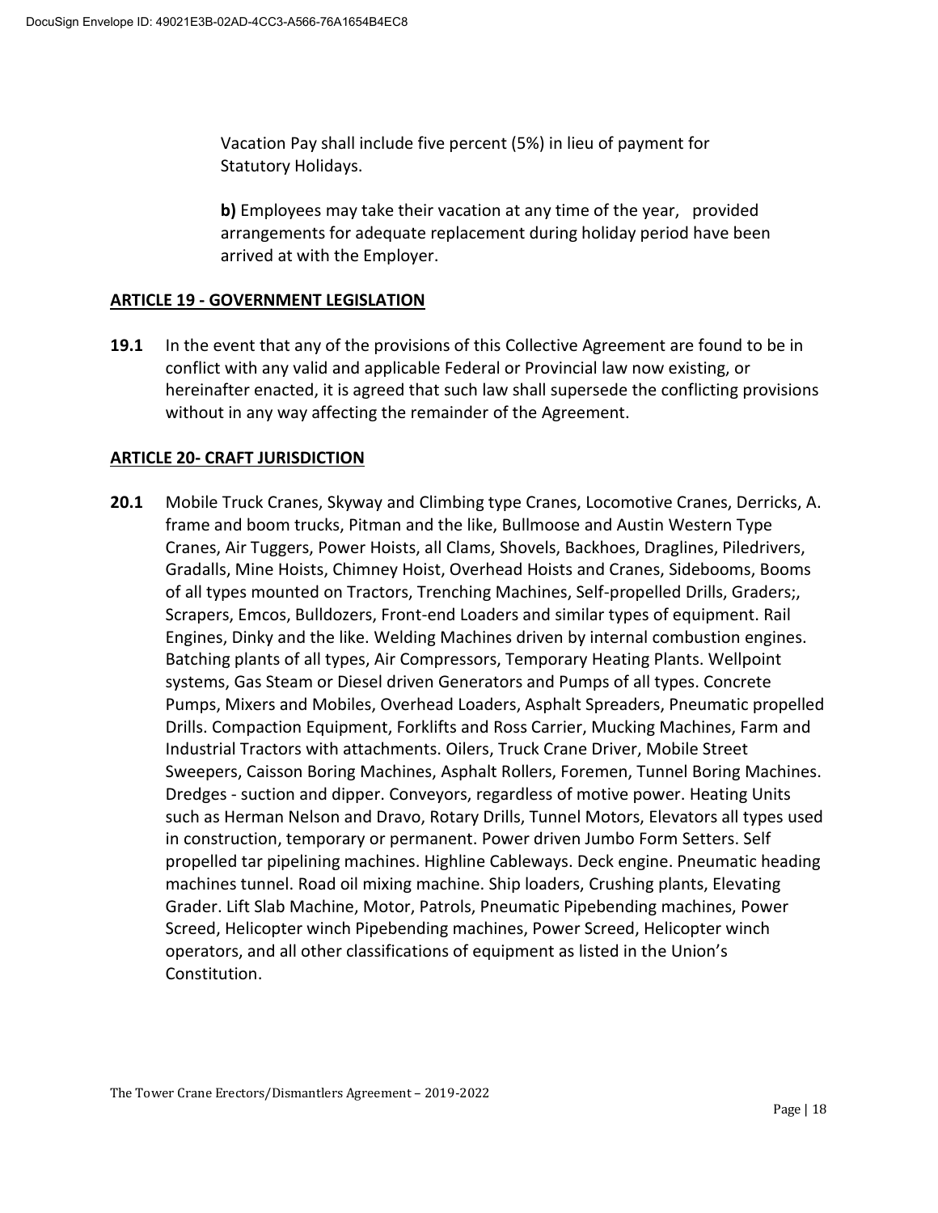Vacation Pay shall include five percent (5%) in lieu of payment for Statutory Holidays.

**b)** Employees may take their vacation at any time of the year, provided arrangements for adequate replacement during holiday period have been arrived at with the Employer.

## ARTICLE 19 - GOVERNMENT LEGISLATION

**19.1** In the event that any of the provisions of this Collective Agreement are found to be in conflict with any valid and applicable Federal or Provincial law now existing, or hereinafter enacted, it is agreed that such law shall supersede the conflicting provisions without in any way affecting the remainder of the Agreement.

## ARTICLE 20- CRAFT JURISDICTION

**20.1** Mobile Truck Cranes, Skyway and Climbing type Cranes, Locomotive Cranes, Derricks, A. frame and boom trucks, Pitman and the like, Bullmoose and Austin Western Type Cranes, Air Tuggers, Power Hoists, all Clams, Shovels, Backhoes, Draglines, Piledrivers, Gradalls, Mine Hoists, Chimney Hoist, Overhead Hoists and Cranes, Sidebooms, Booms of all types mounted on Tractors, Trenching Machines, Self-propelled Drills, Graders;, Scrapers, Emcos, Bulldozers, Front-end Loaders and similar types of equipment. Rail Engines, Dinky and the like. Welding Machines driven by internal combustion engines. Batching plants of all types, Air Compressors, Temporary Heating Plants. Wellpoint systems, Gas Steam or Diesel driven Generators and Pumps of all types. Concrete Pumps, Mixers and Mobiles, Overhead Loaders, Asphalt Spreaders, Pneumatic propelled Drills. Compaction Equipment, Forklifts and Ross Carrier, Mucking Machines, Farm and Industrial Tractors with attachments. Oilers, Truck Crane Driver, Mobile Street Sweepers, Caisson Boring Machines, Asphalt Rollers, Foremen, Tunnel Boring Machines. Dredges - suction and dipper. Conveyors, regardless of motive power. Heating Units such as Herman Nelson and Dravo, Rotary Drills, Tunnel Motors, Elevators all types used in construction, temporary or permanent. Power driven Jumbo Form Setters. Self propelled tar pipelining machines. Highline Cableways. Deck engine. Pneumatic heading machines tunnel. Road oil mixing machine. Ship loaders, Crushing plants, Elevating Grader. Lift Slab Machine, Motor, Patrols, Pneumatic Pipebending machines, Power Screed, Helicopter winch Pipebending machines, Power Screed, Helicopter winch operators, and all other classifications of equipment as listed in the Union's Constitution.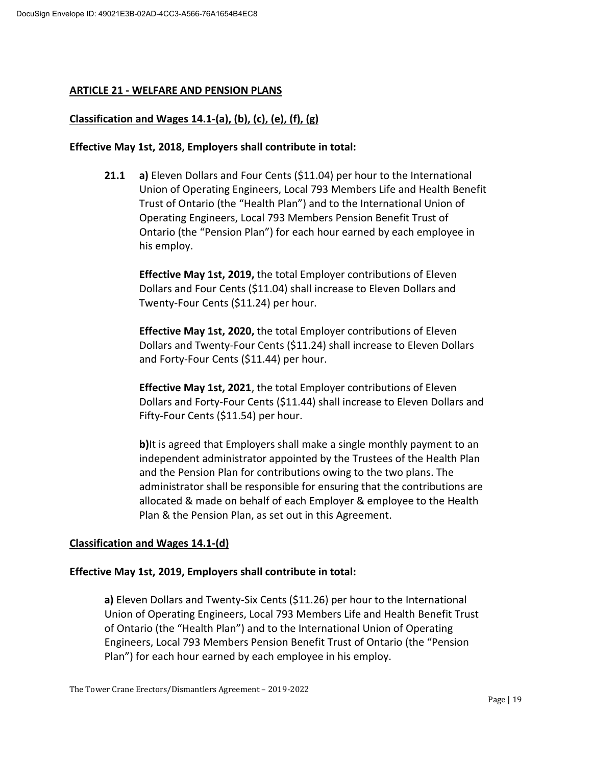## ARTICLE 21 - WELFARE AND PENSION PLANS

**Classification and Wages 14.1-(a), (b), (c), (e), (f), (g)**

**Effective May 1st, 2018, Employers shall contribute in total:**

**21.1** **a)** Eleven Dollars and Four Cents ($11.04) per hour to the International Union of Operating Engineers, Local 793 Members Life and Health Benefit Trust of Ontario (the "Health Plan") and to the International Union of Operating Engineers, Local 793 Members Pension Benefit Trust of Ontario (the "Pension Plan") for each hour earned by each employee in his employ.

**Effective May 1st, 2019,** the total Employer contributions of Eleven Dollars and Four Cents ($11.04) shall increase to Eleven Dollars and Twenty-Four Cents ($11.24) per hour.

**Effective May 1st, 2020,** the total Employer contributions of Eleven Dollars and Twenty-Four Cents ($11.24) shall increase to Eleven Dollars and Forty-Four Cents ($11.44) per hour.

**Effective May 1st, 2021**, the total Employer contributions of Eleven Dollars and Forty-Four Cents ($11.44) shall increase to Eleven Dollars and Fifty-Four Cents ($11.54) per hour.

**b)**It is agreed that Employers shall make a single monthly payment to an independent administrator appointed by the Trustees of the Health Plan and the Pension Plan for contributions owing to the two plans. The administrator shall be responsible for ensuring that the contributions are allocated & made on behalf of each Employer & employee to the Health Plan & the Pension Plan, as set out in this Agreement.

**Classification and Wages 14.1-(d)**

**Effective May 1st, 2019, Employers shall contribute in total:**

**a)** Eleven Dollars and Twenty-Six Cents ($11.26) per hour to the International Union of Operating Engineers, Local 793 Members Life and Health Benefit Trust of Ontario (the "Health Plan") and to the International Union of Operating Engineers, Local 793 Members Pension Benefit Trust of Ontario (the "Pension Plan") for each hour earned by each employee in his employ.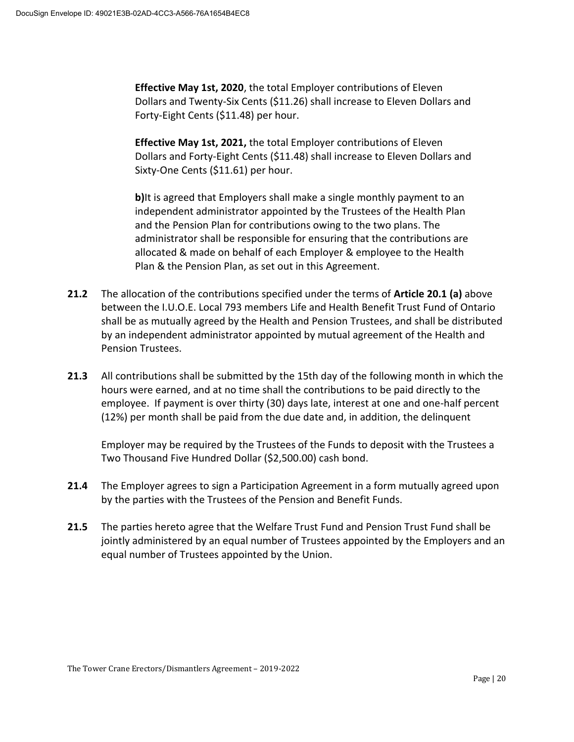**Effective May 1st, 2020**, the total Employer contributions of Eleven Dollars and Twenty-Six Cents ($11.26) shall increase to Eleven Dollars and Forty-Eight Cents ($11.48) per hour.

**Effective May 1st, 2021,** the total Employer contributions of Eleven Dollars and Forty-Eight Cents ($11.48) shall increase to Eleven Dollars and Sixty-One Cents ($11.61) per hour.

**b)**It is agreed that Employers shall make a single monthly payment to an independent administrator appointed by the Trustees of the Health Plan and the Pension Plan for contributions owing to the two plans. The administrator shall be responsible for ensuring that the contributions are allocated & made on behalf of each Employer & employee to the Health Plan & the Pension Plan, as set out in this Agreement.

**21.2** The allocation of the contributions specified under the terms of **Article 20.1 (a)** above between the I.U.O.E. Local 793 members Life and Health Benefit Trust Fund of Ontario shall be as mutually agreed by the Health and Pension Trustees, and shall be distributed by an independent administrator appointed by mutual agreement of the Health and Pension Trustees.

**21.3** All contributions shall be submitted by the 15th day of the following month in which the hours were earned, and at no time shall the contributions to be paid directly to the employee. If payment is over thirty (30) days late, interest at one and one-half percent (12%) per month shall be paid from the due date and, in addition, the delinquent

Employer may be required by the Trustees of the Funds to deposit with the Trustees a Two Thousand Five Hundred Dollar ($2,500.00) cash bond.

**21.4** The Employer agrees to sign a Participation Agreement in a form mutually agreed upon by the parties with the Trustees of the Pension and Benefit Funds.

**21.5** The parties hereto agree that the Welfare Trust Fund and Pension Trust Fund shall be jointly administered by an equal number of Trustees appointed by the Employers and an equal number of Trustees appointed by the Union.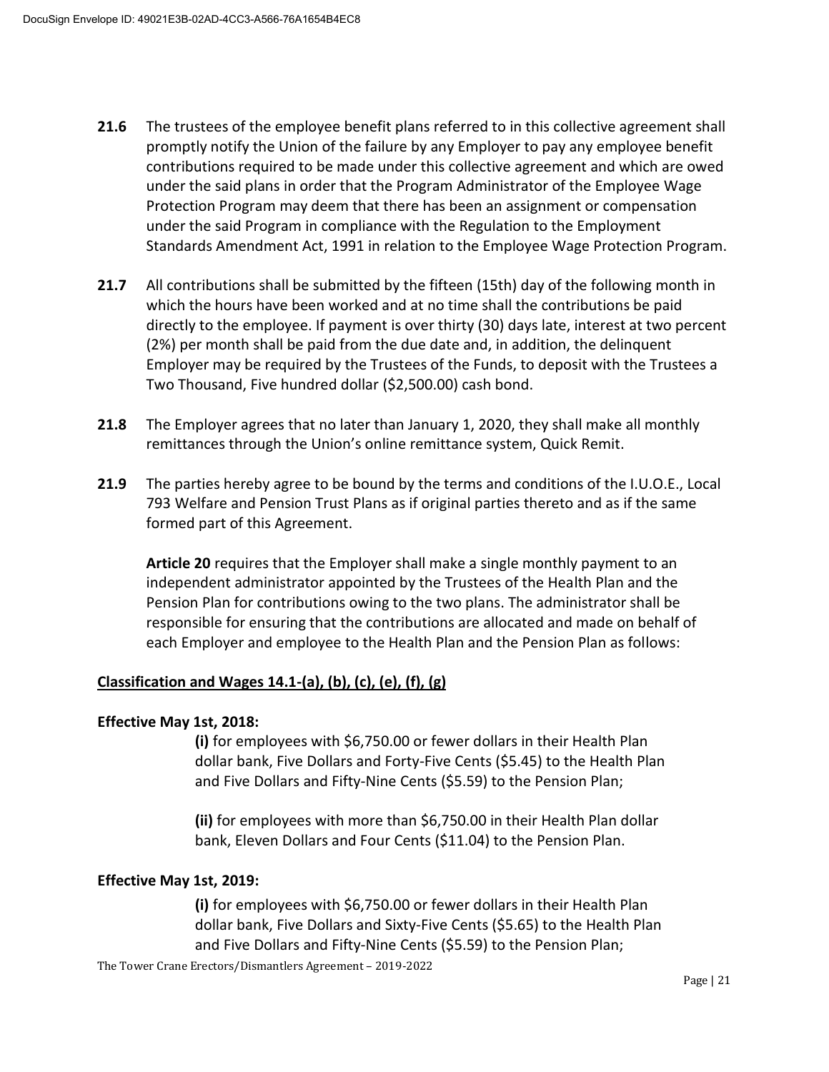**21.6** The trustees of the employee benefit plans referred to in this collective agreement shall promptly notify the Union of the failure by any Employer to pay any employee benefit contributions required to be made under this collective agreement and which are owed under the said plans in order that the Program Administrator of the Employee Wage Protection Program may deem that there has been an assignment or compensation under the said Program in compliance with the Regulation to the Employment Standards Amendment Act, 1991 in relation to the Employee Wage Protection Program.

**21.7** All contributions shall be submitted by the fifteen (15th) day of the following month in which the hours have been worked and at no time shall the contributions be paid directly to the employee. If payment is over thirty (30) days late, interest at two percent (2%) per month shall be paid from the due date and, in addition, the delinquent Employer may be required by the Trustees of the Funds, to deposit with the Trustees a Two Thousand, Five hundred dollar ($2,500.00) cash bond.

**21.8** The Employer agrees that no later than January 1, 2020, they shall make all monthly remittances through the Union's online remittance system, Quick Remit.

**21.9** The parties hereby agree to be bound by the terms and conditions of the I.U.O.E., Local 793 Welfare and Pension Trust Plans as if original parties thereto and as if the same formed part of this Agreement.

**Article 20** requires that the Employer shall make a single monthly payment to an independent administrator appointed by the Trustees of the Health Plan and the Pension Plan for contributions owing to the two plans. The administrator shall be responsible for ensuring that the contributions are allocated and made on behalf of each Employer and employee to the Health Plan and the Pension Plan as follows:

**<u>Classification and Wages 14.1-(a), (b), (c), (e), (f), (g)</u>**

**Effective May 1st, 2018:**

**(i)** for employees with $6,750.00 or fewer dollars in their Health Plan dollar bank, Five Dollars and Forty-Five Cents ($5.45) to the Health Plan and Five Dollars and Fifty-Nine Cents ($5.59) to the Pension Plan;

**(ii)** for employees with more than $6,750.00 in their Health Plan dollar bank, Eleven Dollars and Four Cents ($11.04) to the Pension Plan.

**Effective May 1st, 2019:**

**(i)** for employees with $6,750.00 or fewer dollars in their Health Plan dollar bank, Five Dollars and Sixty-Five Cents ($5.65) to the Health Plan and Five Dollars and Fifty-Nine Cents ($5.59) to the Pension Plan;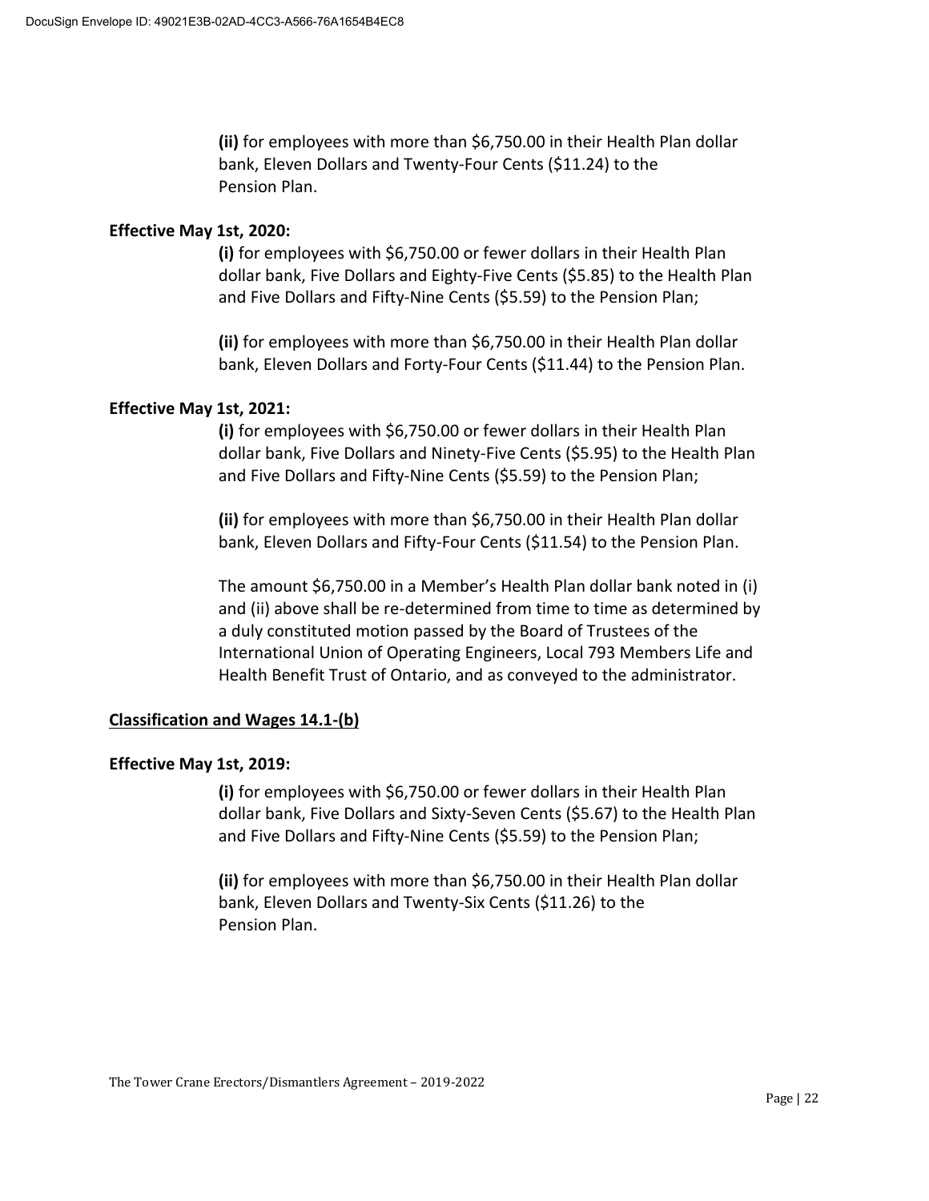**(ii)** for employees with more than $6,750.00 in their Health Plan dollar bank, Eleven Dollars and Twenty-Four Cents ($11.24) to the Pension Plan.

**Effective May 1st, 2020:**

**(i)** for employees with $6,750.00 or fewer dollars in their Health Plan dollar bank, Five Dollars and Eighty-Five Cents ($5.85) to the Health Plan and Five Dollars and Fifty-Nine Cents ($5.59) to the Pension Plan;

**(ii)** for employees with more than $6,750.00 in their Health Plan dollar bank, Eleven Dollars and Forty-Four Cents ($11.44) to the Pension Plan.

**Effective May 1st, 2021:**

**(i)** for employees with $6,750.00 or fewer dollars in their Health Plan dollar bank, Five Dollars and Ninety-Five Cents ($5.95) to the Health Plan and Five Dollars and Fifty-Nine Cents ($5.59) to the Pension Plan;

**(ii)** for employees with more than $6,750.00 in their Health Plan dollar bank, Eleven Dollars and Fifty-Four Cents ($11.54) to the Pension Plan.

The amount $6,750.00 in a Member's Health Plan dollar bank noted in (i) and (ii) above shall be re-determined from time to time as determined by a duly constituted motion passed by the Board of Trustees of the International Union of Operating Engineers, Local 793 Members Life and Health Benefit Trust of Ontario, and as conveyed to the administrator.

**Classification and Wages 14.1-(b)**

**Effective May 1st, 2019:**

**(i)** for employees with $6,750.00 or fewer dollars in their Health Plan dollar bank, Five Dollars and Sixty-Seven Cents ($5.67) to the Health Plan and Five Dollars and Fifty-Nine Cents ($5.59) to the Pension Plan;

**(ii)** for employees with more than $6,750.00 in their Health Plan dollar bank, Eleven Dollars and Twenty-Six Cents ($11.26) to the Pension Plan.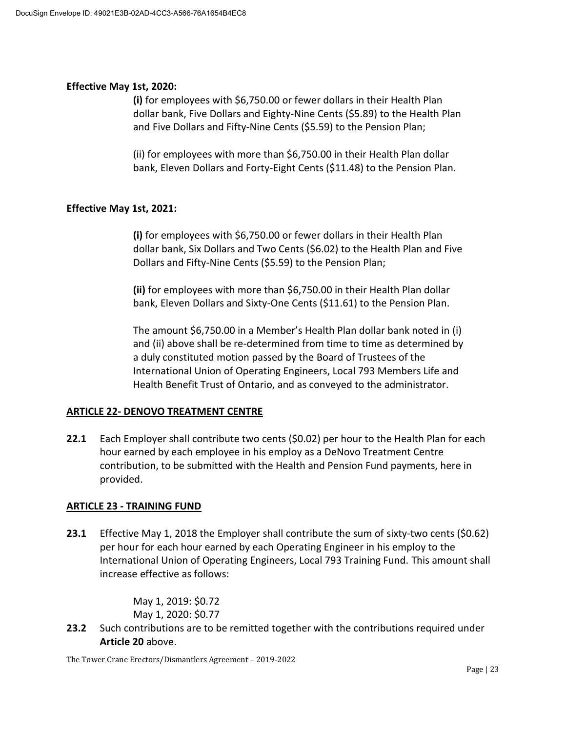**Effective May 1st, 2020:**

**(i)** for employees with $6,750.00 or fewer dollars in their Health Plan dollar bank, Five Dollars and Eighty-Nine Cents ($5.89) to the Health Plan and Five Dollars and Fifty-Nine Cents ($5.59) to the Pension Plan;

(ii) for employees with more than $6,750.00 in their Health Plan dollar bank, Eleven Dollars and Forty-Eight Cents ($11.48) to the Pension Plan.

**Effective May 1st, 2021:**

**(i)** for employees with $6,750.00 or fewer dollars in their Health Plan dollar bank, Six Dollars and Two Cents ($6.02) to the Health Plan and Five Dollars and Fifty-Nine Cents ($5.59) to the Pension Plan;

**(ii)** for employees with more than $6,750.00 in their Health Plan dollar bank, Eleven Dollars and Sixty-One Cents ($11.61) to the Pension Plan.

The amount $6,750.00 in a Member's Health Plan dollar bank noted in (i) and (ii) above shall be re-determined from time to time as determined by a duly constituted motion passed by the Board of Trustees of the International Union of Operating Engineers, Local 793 Members Life and Health Benefit Trust of Ontario, and as conveyed to the administrator.

## ARTICLE 22- DENOVO TREATMENT CENTRE

**22.1** Each Employer shall contribute two cents ($0.02) per hour to the Health Plan for each hour earned by each employee in his employ as a DeNovo Treatment Centre contribution, to be submitted with the Health and Pension Fund payments, here in provided.

## ARTICLE 23 - TRAINING FUND

**23.1** Effective May 1, 2018 the Employer shall contribute the sum of sixty-two cents ($0.62) per hour for each hour earned by each Operating Engineer in his employ to the International Union of Operating Engineers, Local 793 Training Fund. This amount shall increase effective as follows:

May 1, 2019: $0.72
May 1, 2020: $0.77

**23.2** Such contributions are to be remitted together with the contributions required under **Article 20** above.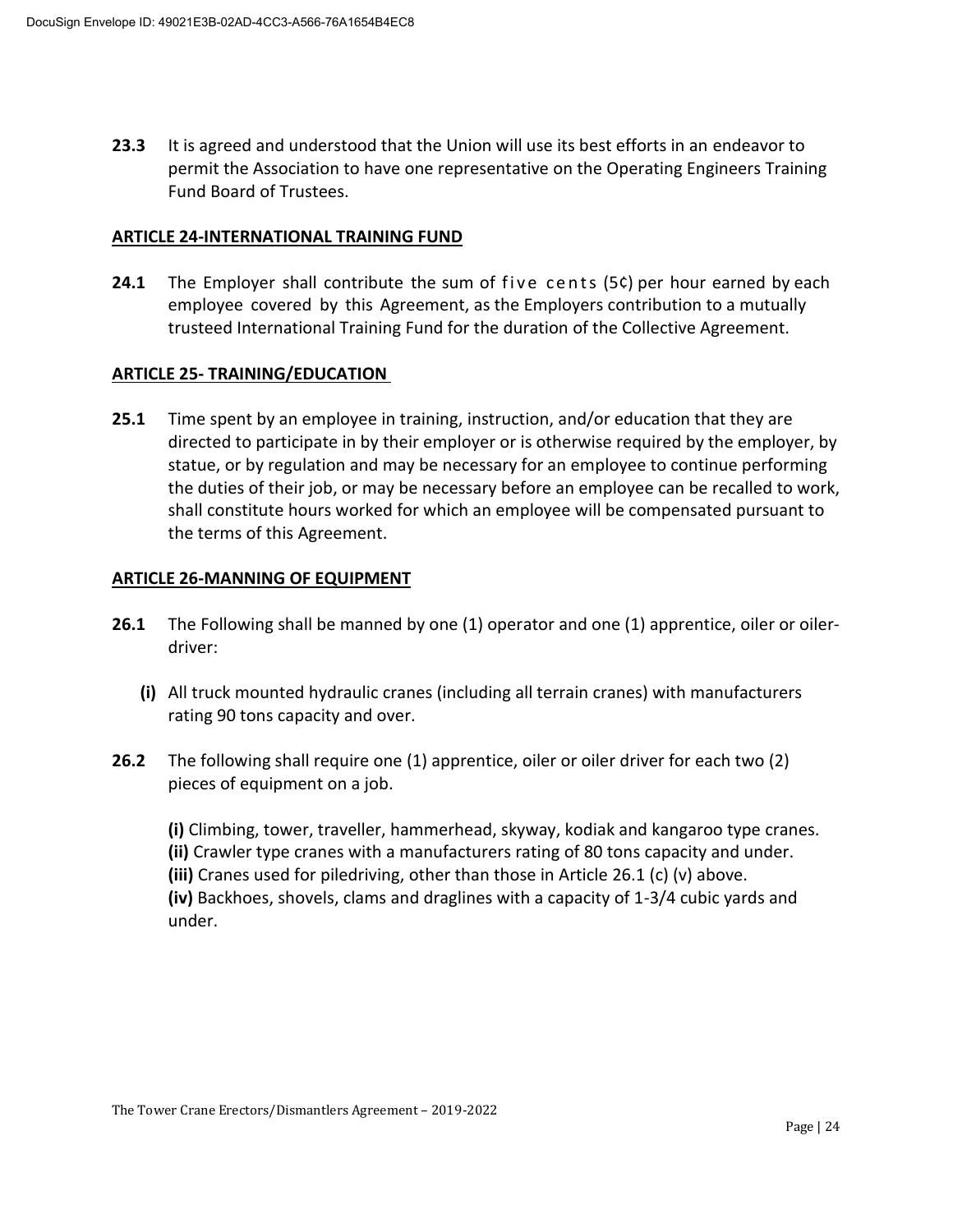**23.3** It is agreed and understood that the Union will use its best efforts in an endeavor to permit the Association to have one representative on the Operating Engineers Training Fund Board of Trustees.

## ARTICLE 24-INTERNATIONAL TRAINING FUND

**24.1** The Employer shall contribute the sum of five cents (5¢) per hour earned by each employee covered by this Agreement, as the Employers contribution to a mutually trusteed International Training Fund for the duration of the Collective Agreement.

## ARTICLE 25- TRAINING/EDUCATION

**25.1** Time spent by an employee in training, instruction, and/or education that they are directed to participate in by their employer or is otherwise required by the employer, by statue, or by regulation and may be necessary for an employee to continue performing the duties of their job, or may be necessary before an employee can be recalled to work, shall constitute hours worked for which an employee will be compensated pursuant to the terms of this Agreement.

## ARTICLE 26-MANNING OF EQUIPMENT

**26.1** The Following shall be manned by one (1) operator and one (1) apprentice, oiler or oiler-driver:

**(i)** All truck mounted hydraulic cranes (including all terrain cranes) with manufacturers rating 90 tons capacity and over.

**26.2** The following shall require one (1) apprentice, oiler or oiler driver for each two (2) pieces of equipment on a job.

**(i)** Climbing, tower, traveller, hammerhead, skyway, kodiak and kangaroo type cranes.
**(ii)** Crawler type cranes with a manufacturers rating of 80 tons capacity and under.
**(iii)** Cranes used for piledriving, other than those in Article 26.1 (c) (v) above.
**(iv)** Backhoes, shovels, clams and draglines with a capacity of 1-3/4 cubic yards and under.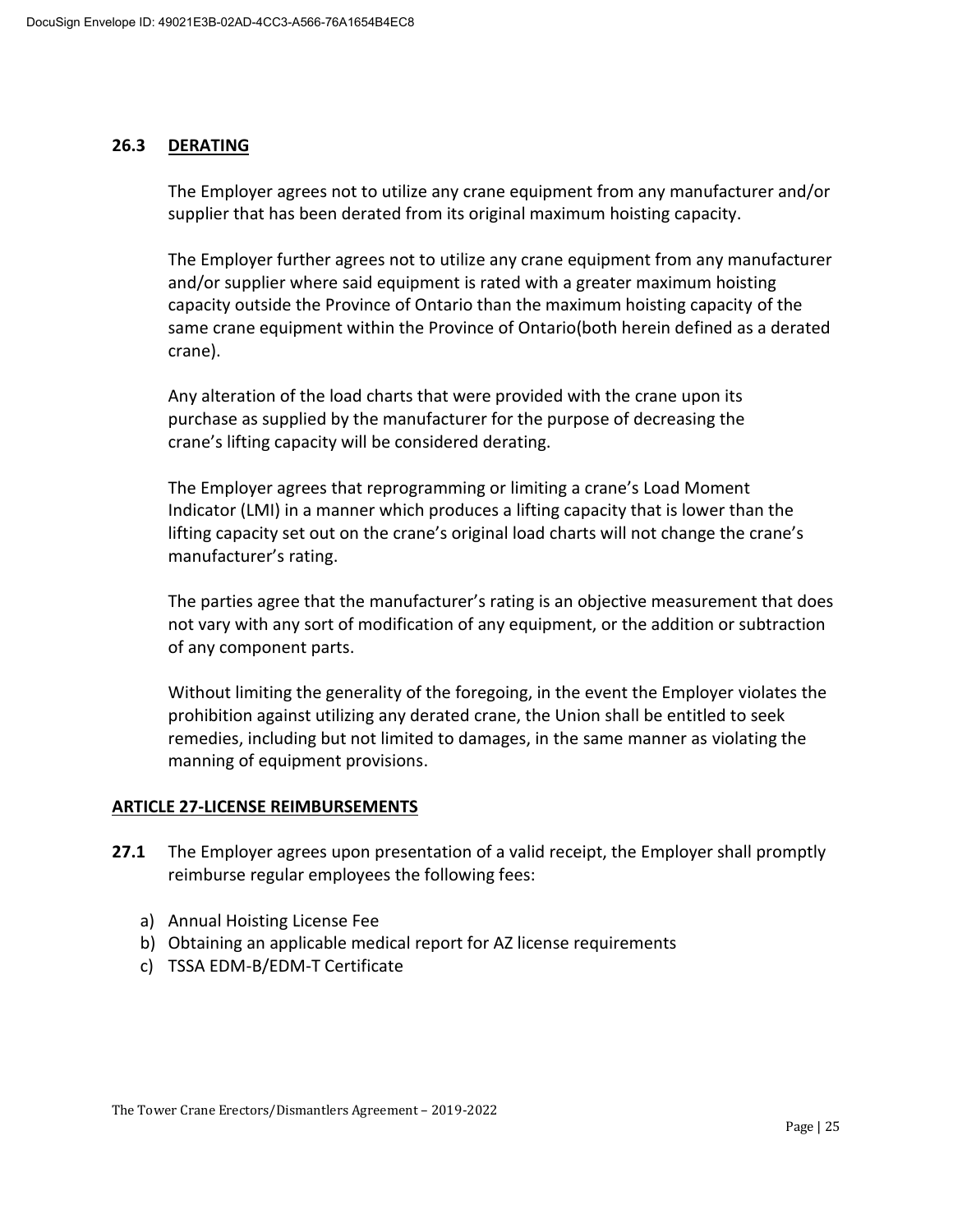### 26.3 DERATING

The Employer agrees not to utilize any crane equipment from any manufacturer and/or supplier that has been derated from its original maximum hoisting capacity.

The Employer further agrees not to utilize any crane equipment from any manufacturer and/or supplier where said equipment is rated with a greater maximum hoisting capacity outside the Province of Ontario than the maximum hoisting capacity of the same crane equipment within the Province of Ontario(both herein defined as a derated crane).

Any alteration of the load charts that were provided with the crane upon its purchase as supplied by the manufacturer for the purpose of decreasing the crane's lifting capacity will be considered derating.

The Employer agrees that reprogramming or limiting a crane's Load Moment Indicator (LMI) in a manner which produces a lifting capacity that is lower than the lifting capacity set out on the crane's original load charts will not change the crane's manufacturer's rating.

The parties agree that the manufacturer's rating is an objective measurement that does not vary with any sort of modification of any equipment, or the addition or subtraction of any component parts.

Without limiting the generality of the foregoing, in the event the Employer violates the prohibition against utilizing any derated crane, the Union shall be entitled to seek remedies, including but not limited to damages, in the same manner as violating the manning of equipment provisions.

## ARTICLE 27-LICENSE REIMBURSEMENTS

**27.1** The Employer agrees upon presentation of a valid receipt, the Employer shall promptly reimburse regular employees the following fees:

a) Annual Hoisting License Fee
b) Obtaining an applicable medical report for AZ license requirements
c) TSSA EDM-B/EDM-T Certificate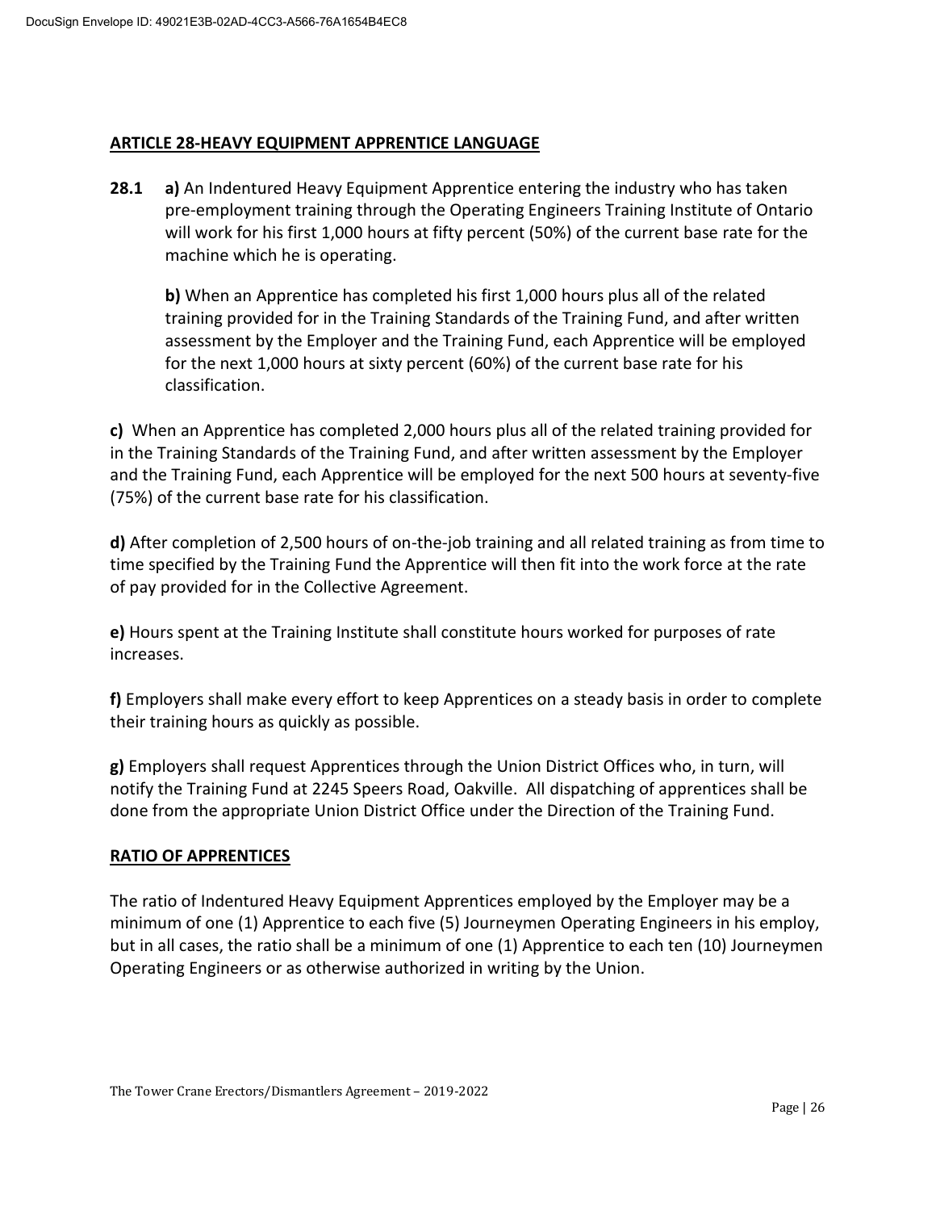## ARTICLE 28-HEAVY EQUIPMENT APPRENTICE LANGUAGE

**28.1** **a)** An Indentured Heavy Equipment Apprentice entering the industry who has taken pre-employment training through the Operating Engineers Training Institute of Ontario will work for his first 1,000 hours at fifty percent (50%) of the current base rate for the machine which he is operating.

**b)** When an Apprentice has completed his first 1,000 hours plus all of the related training provided for in the Training Standards of the Training Fund, and after written assessment by the Employer and the Training Fund, each Apprentice will be employed for the next 1,000 hours at sixty percent (60%) of the current base rate for his classification.

**c)** When an Apprentice has completed 2,000 hours plus all of the related training provided for in the Training Standards of the Training Fund, and after written assessment by the Employer and the Training Fund, each Apprentice will be employed for the next 500 hours at seventy-five (75%) of the current base rate for his classification.

**d)** After completion of 2,500 hours of on-the-job training and all related training as from time to time specified by the Training Fund the Apprentice will then fit into the work force at the rate of pay provided for in the Collective Agreement.

**e)** Hours spent at the Training Institute shall constitute hours worked for purposes of rate increases.

**f)** Employers shall make every effort to keep Apprentices on a steady basis in order to complete their training hours as quickly as possible.

**g)** Employers shall request Apprentices through the Union District Offices who, in turn, will notify the Training Fund at 2245 Speers Road, Oakville. All dispatching of apprentices shall be done from the appropriate Union District Office under the Direction of the Training Fund.

### RATIO OF APPRENTICES

The ratio of Indentured Heavy Equipment Apprentices employed by the Employer may be a minimum of one (1) Apprentice to each five (5) Journeymen Operating Engineers in his employ, but in all cases, the ratio shall be a minimum of one (1) Apprentice to each ten (10) Journeymen Operating Engineers or as otherwise authorized in writing by the Union.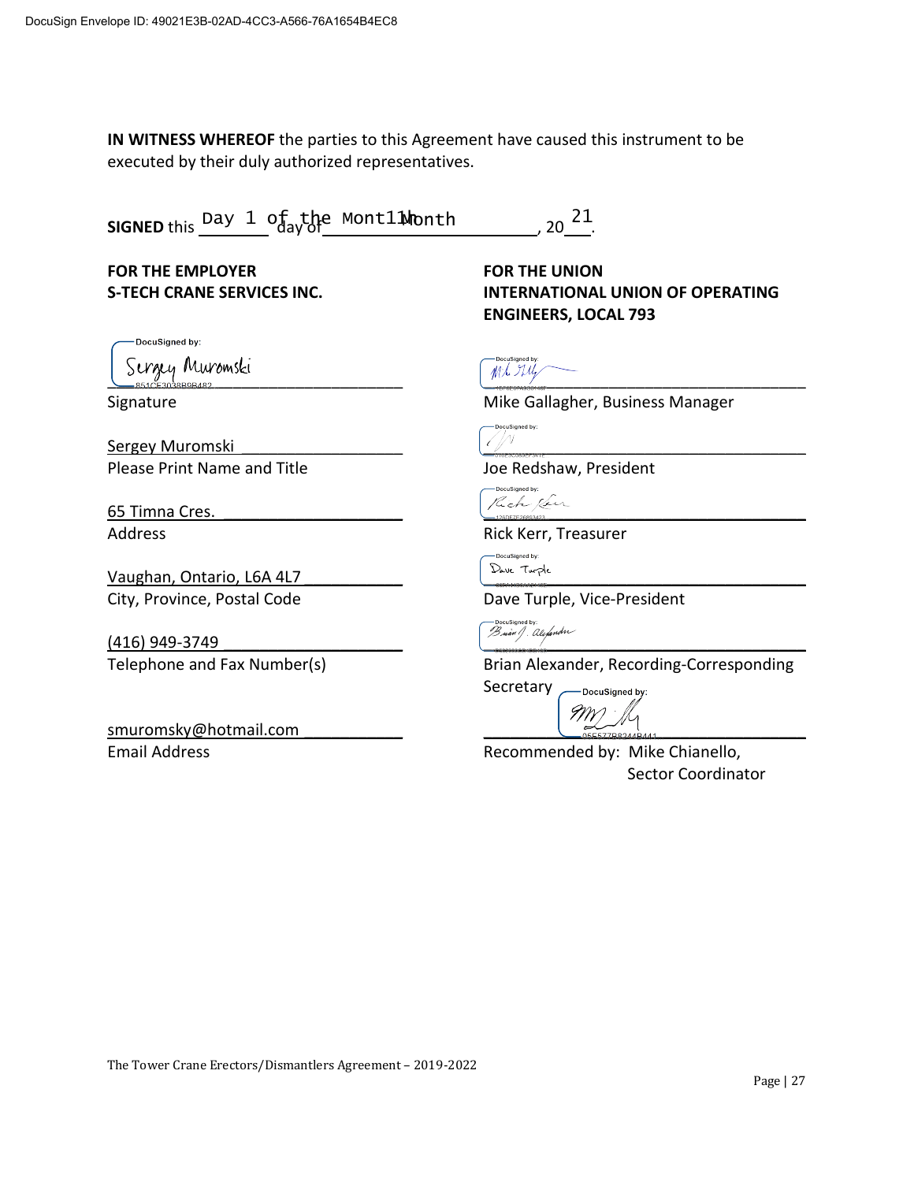DocuSign Envelope ID: 49021E3B-02AD-4CC3-A566-76A1654B4EC8

**IN WITNESS WHEREOF** the parties to this Agreement have caused this instrument to be executed by their duly authorized representatives.

**SIGNED** this Day 1 of the day of Month 11 Month, 20 21.

| **FOR THE EMPLOYER** **S-TECH CRANE SERVICES INC.** | **FOR THE UNION** **INTERNATIONAL UNION OF OPERATING ENGINEERS, LOCAL 793** |
|---|---|
| DocuSigned by: Sergey Muromski 851CE3038B9B482 | DocuSigned by: Mike Gallagher |
| Signature | Mike Gallagher, Business Manager |
| Sergey Muromski | DocuSigned by: Joe Redshaw |
| Please Print Name and Title | Joe Redshaw, President |
| 65 Timna Cres. | DocuSigned by: Rick Kerr 126DEZF26893423 |
| Address | Rick Kerr, Treasurer |
| Vaughan, Ontario, L6A 4L7 | DocuSigned by: Dave Turple |
| City, Province, Postal Code | Dave Turple, Vice-President |
| (416) 949-3749 | DocuSigned by: Brian J. Alexander |
| Telephone and Fax Number(s) | Brian Alexander, Recording-Corresponding Secretary |
| smuromsky@hotmail.com | DocuSigned by: Mike Chianello 05E577B8244B441 |
| Email Address | Recommended by: Mike Chianello, Sector Coordinator |

The Tower Crane Erectors/Dismantlers Agreement – 2019-2022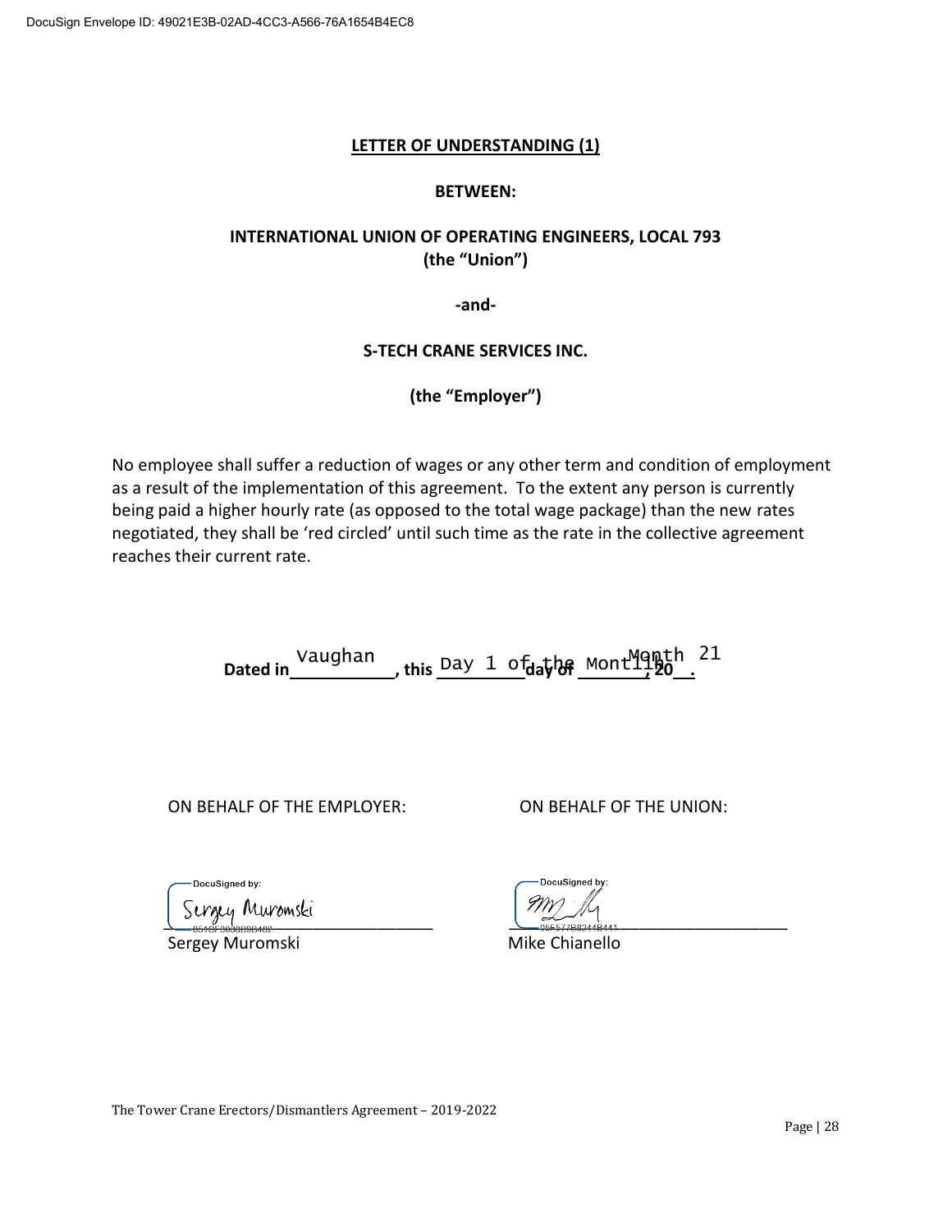## LETTER OF UNDERSTANDING (1)

**BETWEEN:**

**INTERNATIONAL UNION OF OPERATING ENGINEERS, LOCAL 793**
**(the "Union")**

**-and-**

**S-TECH CRANE SERVICES INC.**

**(the "Employer")**

No employee shall suffer a reduction of wages or any other term and condition of employment as a result of the implementation of this agreement. To the extent any person is currently being paid a higher hourly rate (as opposed to the total wage package) than the new rates negotiated, they shall be 'red circled' until such time as the rate in the collective agreement reaches their current rate.

**Dated in** Vaughan**, this** Day 1 of the **day of** Month Month**, 20** 21**.**

ON BEHALF OF THE EMPLOYER:

DocuSigned by:
Sergey Muromski
854CF3038B9B482

Sergey Muromski

ON BEHALF OF THE UNION:

DocuSigned by:
05F577B8244B441

Mike Chianello

The Tower Crane Erectors/Dismantlers Agreement – 2019-2022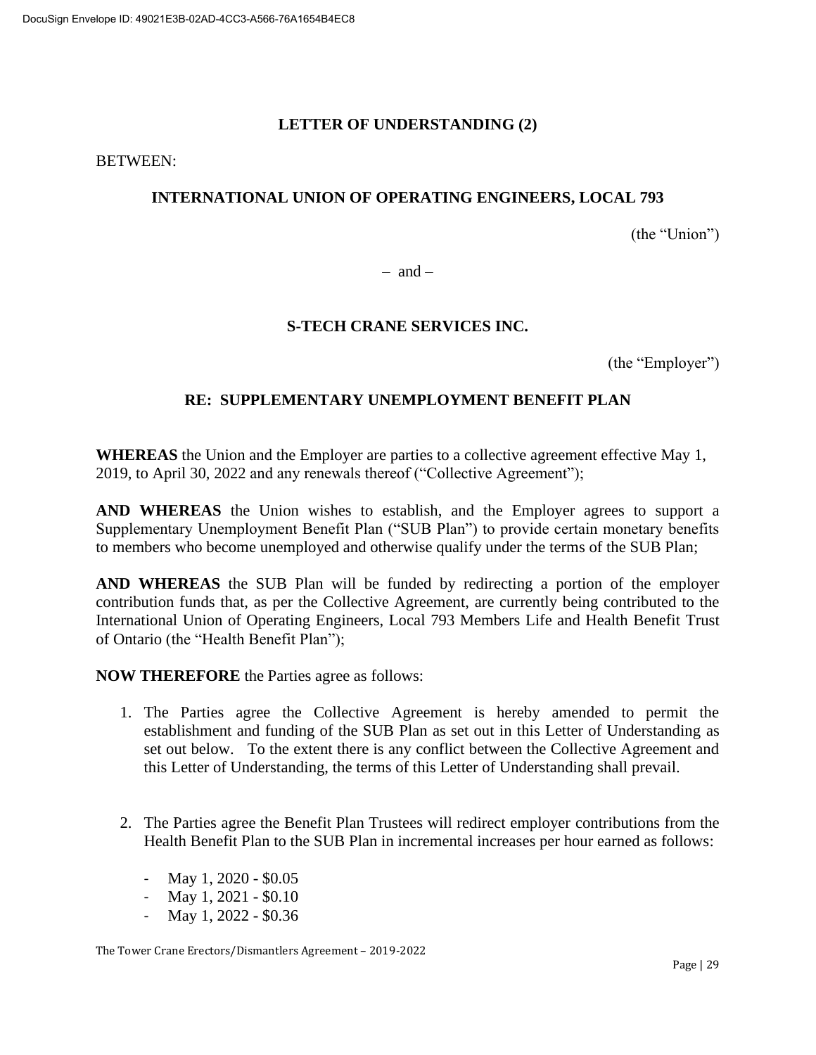## LETTER OF UNDERSTANDING (2)

BETWEEN:

**INTERNATIONAL UNION OF OPERATING ENGINEERS, LOCAL 793**

(the "Union")

– and –

**S-TECH CRANE SERVICES INC.**

(the "Employer")

**RE: SUPPLEMENTARY UNEMPLOYMENT BENEFIT PLAN**

**WHEREAS** the Union and the Employer are parties to a collective agreement effective May 1, 2019, to April 30, 2022 and any renewals thereof ("Collective Agreement");

**AND WHEREAS** the Union wishes to establish, and the Employer agrees to support a Supplementary Unemployment Benefit Plan ("SUB Plan") to provide certain monetary benefits to members who become unemployed and otherwise qualify under the terms of the SUB Plan;

**AND WHEREAS** the SUB Plan will be funded by redirecting a portion of the employer contribution funds that, as per the Collective Agreement, are currently being contributed to the International Union of Operating Engineers, Local 793 Members Life and Health Benefit Trust of Ontario (the "Health Benefit Plan");

**NOW THEREFORE** the Parties agree as follows:

1. The Parties agree the Collective Agreement is hereby amended to permit the establishment and funding of the SUB Plan as set out in this Letter of Understanding as set out below. To the extent there is any conflict between the Collective Agreement and this Letter of Understanding, the terms of this Letter of Understanding shall prevail.

2. The Parties agree the Benefit Plan Trustees will redirect employer contributions from the Health Benefit Plan to the SUB Plan in incremental increases per hour earned as follows:

   - May 1, 2020 - $0.05
   - May 1, 2021 - $0.10
   - May 1, 2022 - $0.36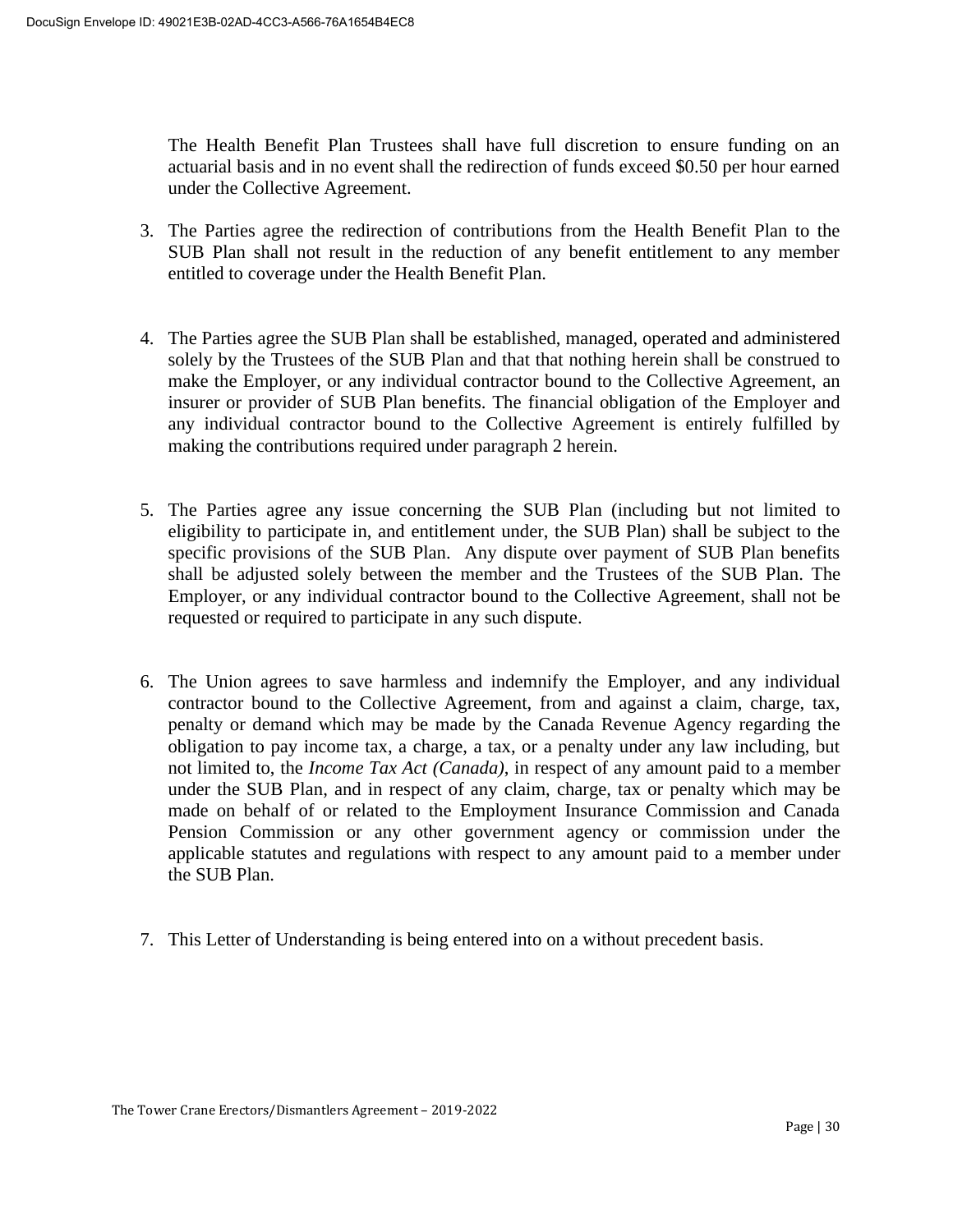The Health Benefit Plan Trustees shall have full discretion to ensure funding on an actuarial basis and in no event shall the redirection of funds exceed $0.50 per hour earned under the Collective Agreement.

3. The Parties agree the redirection of contributions from the Health Benefit Plan to the SUB Plan shall not result in the reduction of any benefit entitlement to any member entitled to coverage under the Health Benefit Plan.

4. The Parties agree the SUB Plan shall be established, managed, operated and administered solely by the Trustees of the SUB Plan and that that nothing herein shall be construed to make the Employer, or any individual contractor bound to the Collective Agreement, an insurer or provider of SUB Plan benefits. The financial obligation of the Employer and any individual contractor bound to the Collective Agreement is entirely fulfilled by making the contributions required under paragraph 2 herein.

5. The Parties agree any issue concerning the SUB Plan (including but not limited to eligibility to participate in, and entitlement under, the SUB Plan) shall be subject to the specific provisions of the SUB Plan. Any dispute over payment of SUB Plan benefits shall be adjusted solely between the member and the Trustees of the SUB Plan. The Employer, or any individual contractor bound to the Collective Agreement, shall not be requested or required to participate in any such dispute.

6. The Union agrees to save harmless and indemnify the Employer, and any individual contractor bound to the Collective Agreement, from and against a claim, charge, tax, penalty or demand which may be made by the Canada Revenue Agency regarding the obligation to pay income tax, a charge, a tax, or a penalty under any law including, but not limited to, the *Income Tax Act (Canada)*, in respect of any amount paid to a member under the SUB Plan, and in respect of any claim, charge, tax or penalty which may be made on behalf of or related to the Employment Insurance Commission and Canada Pension Commission or any other government agency or commission under the applicable statutes and regulations with respect to any amount paid to a member under the SUB Plan.

7. This Letter of Understanding is being entered into on a without precedent basis.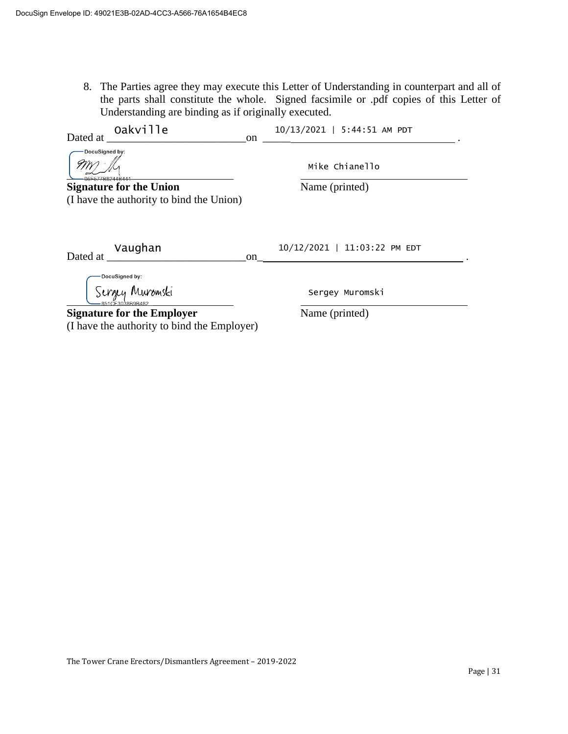DocuSign Envelope ID: 49021E3B-02AD-4CC3-A566-76A1654B4EC8

8. The Parties agree they may execute this Letter of Understanding in counterpart and all of the parts shall constitute the whole. Signed facsimile or .pdf copies of this Letter of Understanding are binding as if originally executed.

Dated at Oakville on 10/13/2021 | 5:44:51 AM PDT.

DocuSigned by:
065677B8244B441...

**Signature for the Union**
(I have the authority to bind the Union)

Mike Chianello
Name (printed)

Dated at Vaughan on 10/12/2021 | 11:03:22 PM EDT.

DocuSigned by:
Sergey Muromski
851CE3038B9B482...

**Signature for the Employer**
(I have the authority to bind the Employer)

Sergey Muromski
Name (printed)

The Tower Crane Erectors/Dismantlers Agreement – 2019-2022